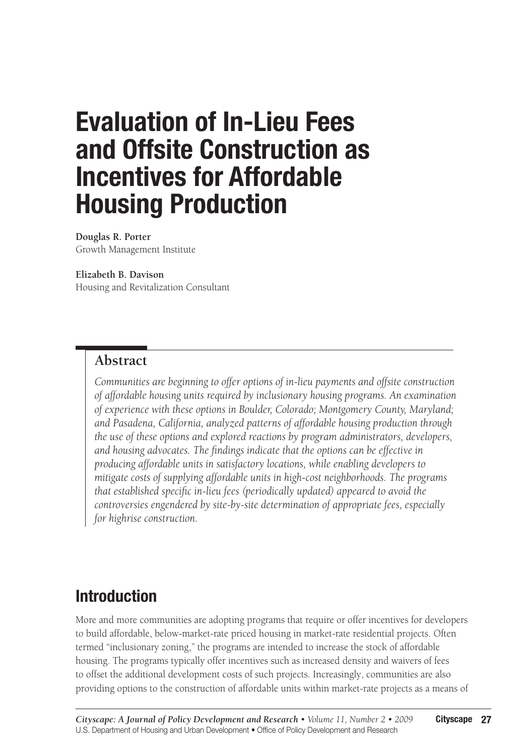# Evaluation of In-Lieu Fees and Offsite Construction as Incentives for Affordable Housing Production

**Douglas R. Porter**
Growth Management Institute

**Elizabeth B. Davison**
Housing and Revitalization Consultant

## Abstract

*Communities are beginning to offer options of in-lieu payments and offsite construction of affordable housing units required by inclusionary housing programs. An examination of experience with these options in Boulder, Colorado; Montgomery County, Maryland; and Pasadena, California, analyzed patterns of affordable housing production through the use of these options and explored reactions by program administrators, developers, and housing advocates. The findings indicate that the options can be effective in producing affordable units in satisfactory locations, while enabling developers to mitigate costs of supplying affordable units in high-cost neighborhoods. The programs that established specific in-lieu fees (periodically updated) appeared to avoid the controversies engendered by site-by-site determination of appropriate fees, especially for highrise construction.*

## Introduction

More and more communities are adopting programs that require or offer incentives for developers to build affordable, below-market-rate priced housing in market-rate residential projects. Often termed "inclusionary zoning," the programs are intended to increase the stock of affordable housing. The programs typically offer incentives such as increased density and waivers of fees to offset the additional development costs of such projects. Increasingly, communities are also providing options to the construction of affordable units within market-rate projects as a means of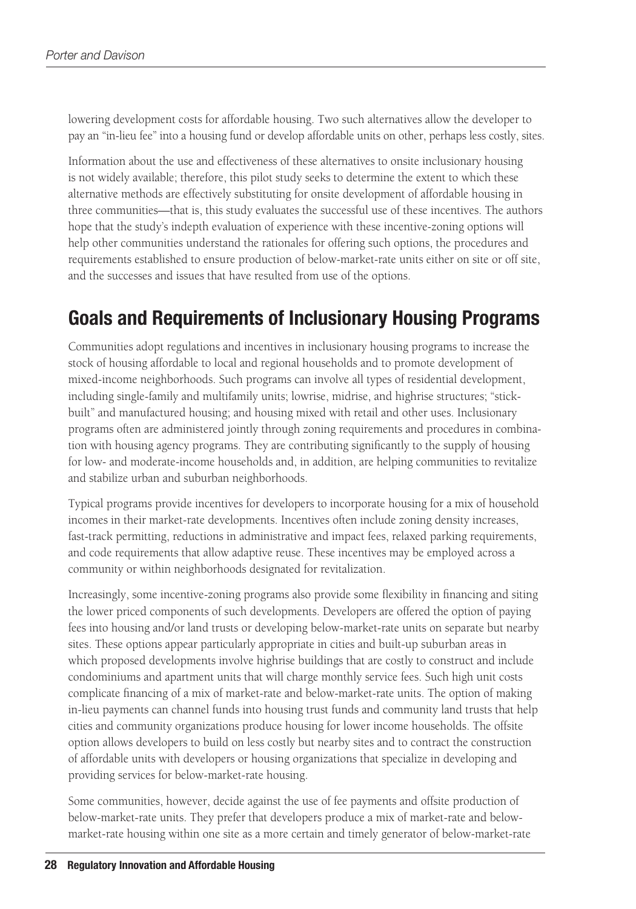lowering development costs for affordable housing. Two such alternatives allow the developer to pay an "in-lieu fee" into a housing fund or develop affordable units on other, perhaps less costly, sites.

Information about the use and effectiveness of these alternatives to onsite inclusionary housing is not widely available; therefore, this pilot study seeks to determine the extent to which these alternative methods are effectively substituting for onsite development of affordable housing in three communities—that is, this study evaluates the successful use of these incentives. The authors hope that the study's indepth evaluation of experience with these incentive-zoning options will help other communities understand the rationales for offering such options, the procedures and requirements established to ensure production of below-market-rate units either on site or off site, and the successes and issues that have resulted from use of the options.

## Goals and Requirements of Inclusionary Housing Programs

Communities adopt regulations and incentives in inclusionary housing programs to increase the stock of housing affordable to local and regional households and to promote development of mixed-income neighborhoods. Such programs can involve all types of residential development, including single-family and multifamily units; lowrise, midrise, and highrise structures; "stick-built" and manufactured housing; and housing mixed with retail and other uses. Inclusionary programs often are administered jointly through zoning requirements and procedures in combination with housing agency programs. They are contributing significantly to the supply of housing for low- and moderate-income households and, in addition, are helping communities to revitalize and stabilize urban and suburban neighborhoods.

Typical programs provide incentives for developers to incorporate housing for a mix of household incomes in their market-rate developments. Incentives often include zoning density increases, fast-track permitting, reductions in administrative and impact fees, relaxed parking requirements, and code requirements that allow adaptive reuse. These incentives may be employed across a community or within neighborhoods designated for revitalization.

Increasingly, some incentive-zoning programs also provide some flexibility in financing and siting the lower priced components of such developments. Developers are offered the option of paying fees into housing and/or land trusts or developing below-market-rate units on separate but nearby sites. These options appear particularly appropriate in cities and built-up suburban areas in which proposed developments involve highrise buildings that are costly to construct and include condominiums and apartment units that will charge monthly service fees. Such high unit costs complicate financing of a mix of market-rate and below-market-rate units. The option of making in-lieu payments can channel funds into housing trust funds and community land trusts that help cities and community organizations produce housing for lower income households. The offsite option allows developers to build on less costly but nearby sites and to contract the construction of affordable units with developers or housing organizations that specialize in developing and providing services for below-market-rate housing.

Some communities, however, decide against the use of fee payments and offsite production of below-market-rate units. They prefer that developers produce a mix of market-rate and below-market-rate housing within one site as a more certain and timely generator of below-market-rate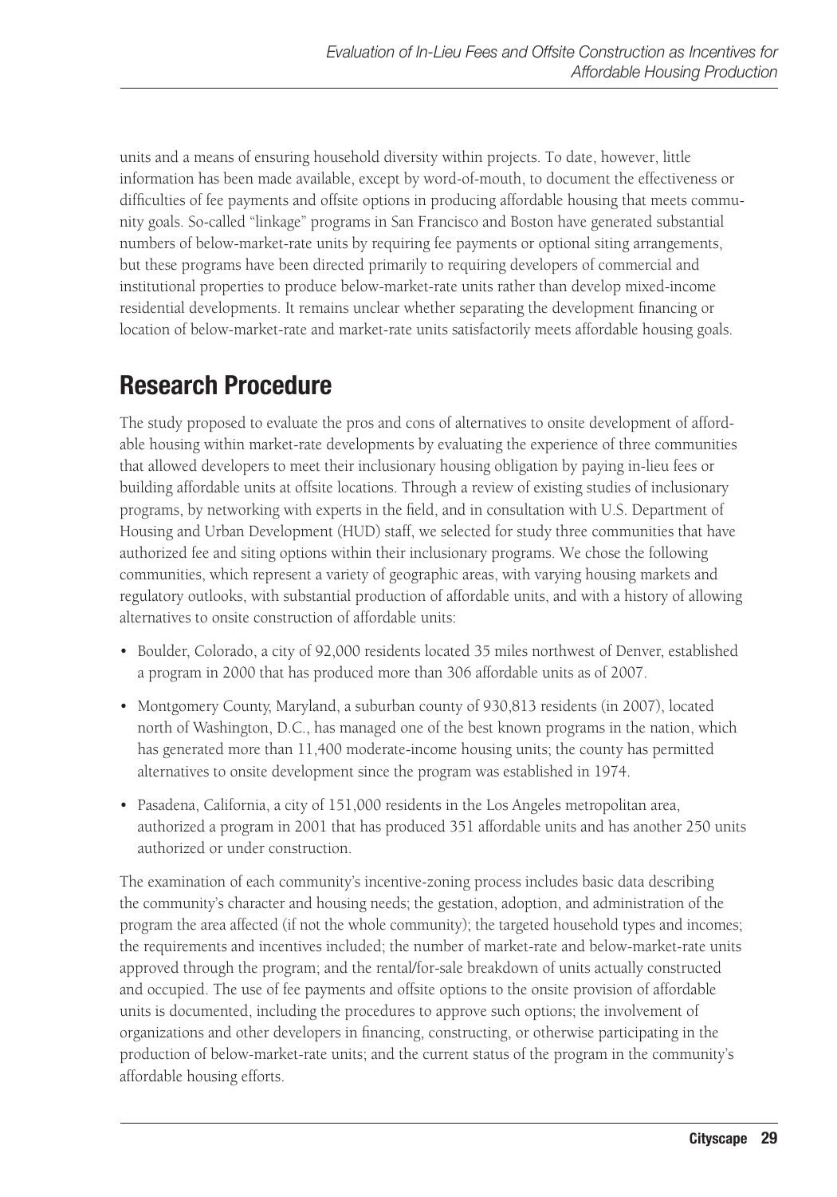units and a means of ensuring household diversity within projects. To date, however, little information has been made available, except by word-of-mouth, to document the effectiveness or difficulties of fee payments and offsite options in producing affordable housing that meets community goals. So-called "linkage" programs in San Francisco and Boston have generated substantial numbers of below-market-rate units by requiring fee payments or optional siting arrangements, but these programs have been directed primarily to requiring developers of commercial and institutional properties to produce below-market-rate units rather than develop mixed-income residential developments. It remains unclear whether separating the development financing or location of below-market-rate and market-rate units satisfactorily meets affordable housing goals.

## Research Procedure

The study proposed to evaluate the pros and cons of alternatives to onsite development of affordable housing within market-rate developments by evaluating the experience of three communities that allowed developers to meet their inclusionary housing obligation by paying in-lieu fees or building affordable units at offsite locations. Through a review of existing studies of inclusionary programs, by networking with experts in the field, and in consultation with U.S. Department of Housing and Urban Development (HUD) staff, we selected for study three communities that have authorized fee and siting options within their inclusionary programs. We chose the following communities, which represent a variety of geographic areas, with varying housing markets and regulatory outlooks, with substantial production of affordable units, and with a history of allowing alternatives to onsite construction of affordable units:

- Boulder, Colorado, a city of 92,000 residents located 35 miles northwest of Denver, established a program in 2000 that has produced more than 306 affordable units as of 2007.
- Montgomery County, Maryland, a suburban county of 930,813 residents (in 2007), located north of Washington, D.C., has managed one of the best known programs in the nation, which has generated more than 11,400 moderate-income housing units; the county has permitted alternatives to onsite development since the program was established in 1974.
- Pasadena, California, a city of 151,000 residents in the Los Angeles metropolitan area, authorized a program in 2001 that has produced 351 affordable units and has another 250 units authorized or under construction.

The examination of each community's incentive-zoning process includes basic data describing the community's character and housing needs; the gestation, adoption, and administration of the program the area affected (if not the whole community); the targeted household types and incomes; the requirements and incentives included; the number of market-rate and below-market-rate units approved through the program; and the rental/for-sale breakdown of units actually constructed and occupied. The use of fee payments and offsite options to the onsite provision of affordable units is documented, including the procedures to approve such options; the involvement of organizations and other developers in financing, constructing, or otherwise participating in the production of below-market-rate units; and the current status of the program in the community's affordable housing efforts.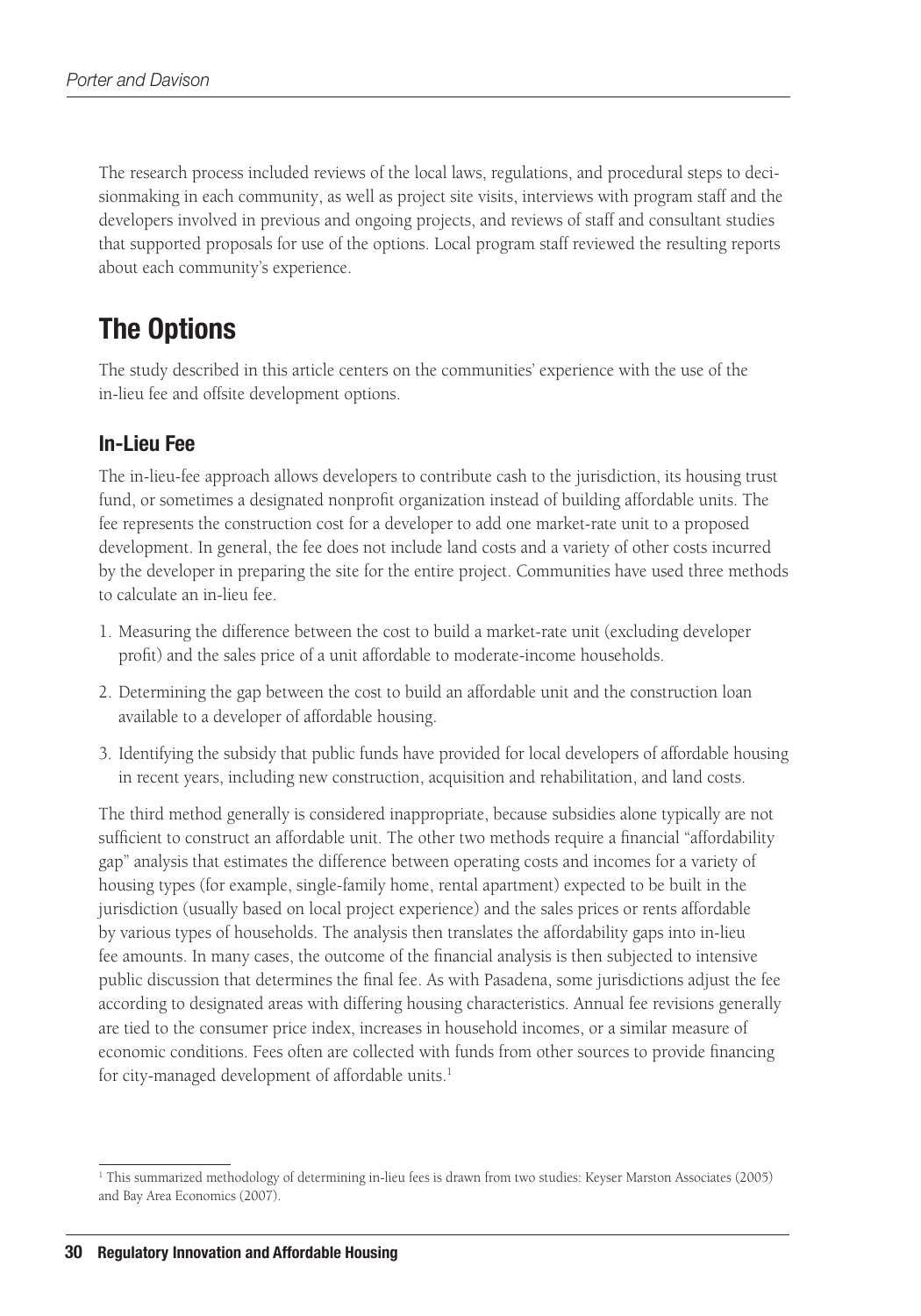The research process included reviews of the local laws, regulations, and procedural steps to decisionmaking in each community, as well as project site visits, interviews with program staff and the developers involved in previous and ongoing projects, and reviews of staff and consultant studies that supported proposals for use of the options. Local program staff reviewed the resulting reports about each community's experience.

# The Options

The study described in this article centers on the communities' experience with the use of the in-lieu fee and offsite development options.

## In-Lieu Fee

The in-lieu-fee approach allows developers to contribute cash to the jurisdiction, its housing trust fund, or sometimes a designated nonprofit organization instead of building affordable units. The fee represents the construction cost for a developer to add one market-rate unit to a proposed development. In general, the fee does not include land costs and a variety of other costs incurred by the developer in preparing the site for the entire project. Communities have used three methods to calculate an in-lieu fee.

1. Measuring the difference between the cost to build a market-rate unit (excluding developer profit) and the sales price of a unit affordable to moderate-income households.
2. Determining the gap between the cost to build an affordable unit and the construction loan available to a developer of affordable housing.
3. Identifying the subsidy that public funds have provided for local developers of affordable housing in recent years, including new construction, acquisition and rehabilitation, and land costs.

The third method generally is considered inappropriate, because subsidies alone typically are not sufficient to construct an affordable unit. The other two methods require a financial "affordability gap" analysis that estimates the difference between operating costs and incomes for a variety of housing types (for example, single-family home, rental apartment) expected to be built in the jurisdiction (usually based on local project experience) and the sales prices or rents affordable by various types of households. The analysis then translates the affordability gaps into in-lieu fee amounts. In many cases, the outcome of the financial analysis is then subjected to intensive public discussion that determines the final fee. As with Pasadena, some jurisdictions adjust the fee according to designated areas with differing housing characteristics. Annual fee revisions generally are tied to the consumer price index, increases in household incomes, or a similar measure of economic conditions. Fees often are collected with funds from other sources to provide financing for city-managed development of affordable units.[1]

[1] This summarized methodology of determining in-lieu fees is drawn from two studies: Keyser Marston Associates (2005) and Bay Area Economics (2007).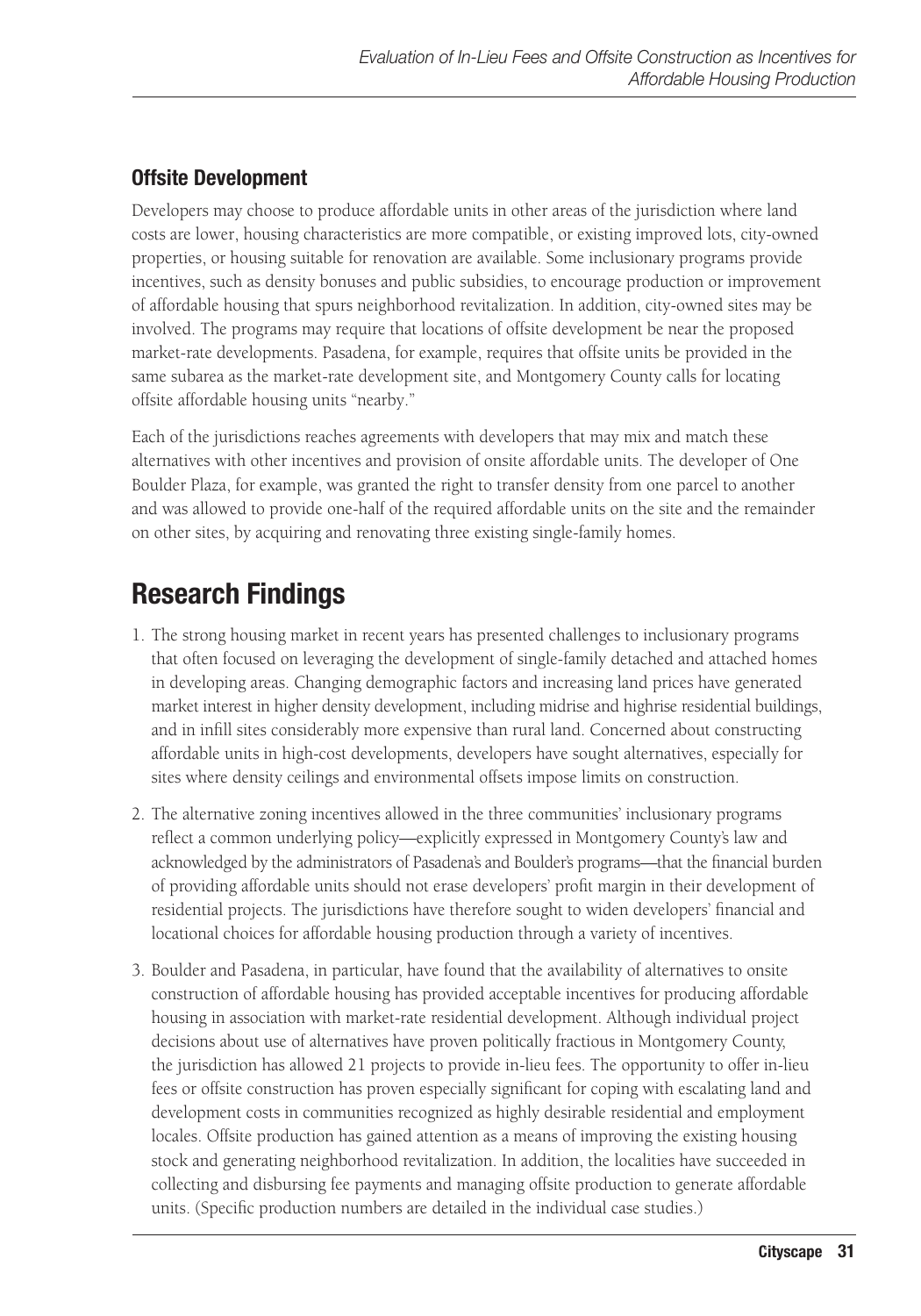### Offsite Development

Developers may choose to produce affordable units in other areas of the jurisdiction where land costs are lower, housing characteristics are more compatible, or existing improved lots, city-owned properties, or housing suitable for renovation are available. Some inclusionary programs provide incentives, such as density bonuses and public subsidies, to encourage production or improvement of affordable housing that spurs neighborhood revitalization. In addition, city-owned sites may be involved. The programs may require that locations of offsite development be near the proposed market-rate developments. Pasadena, for example, requires that offsite units be provided in the same subarea as the market-rate development site, and Montgomery County calls for locating offsite affordable housing units "nearby."

Each of the jurisdictions reaches agreements with developers that may mix and match these alternatives with other incentives and provision of onsite affordable units. The developer of One Boulder Plaza, for example, was granted the right to transfer density from one parcel to another and was allowed to provide one-half of the required affordable units on the site and the remainder on other sites, by acquiring and renovating three existing single-family homes.

## Research Findings

1. The strong housing market in recent years has presented challenges to inclusionary programs that often focused on leveraging the development of single-family detached and attached homes in developing areas. Changing demographic factors and increasing land prices have generated market interest in higher density development, including midrise and highrise residential buildings, and in infill sites considerably more expensive than rural land. Concerned about constructing affordable units in high-cost developments, developers have sought alternatives, especially for sites where density ceilings and environmental offsets impose limits on construction.

2. The alternative zoning incentives allowed in the three communities' inclusionary programs reflect a common underlying policy—explicitly expressed in Montgomery County's law and acknowledged by the administrators of Pasadena's and Boulder's programs—that the financial burden of providing affordable units should not erase developers' profit margin in their development of residential projects. The jurisdictions have therefore sought to widen developers' financial and locational choices for affordable housing production through a variety of incentives.

3. Boulder and Pasadena, in particular, have found that the availability of alternatives to onsite construction of affordable housing has provided acceptable incentives for producing affordable housing in association with market-rate residential development. Although individual project decisions about use of alternatives have proven politically fractious in Montgomery County, the jurisdiction has allowed 21 projects to provide in-lieu fees. The opportunity to offer in-lieu fees or offsite construction has proven especially significant for coping with escalating land and development costs in communities recognized as highly desirable residential and employment locales. Offsite production has gained attention as a means of improving the existing housing stock and generating neighborhood revitalization. In addition, the localities have succeeded in collecting and disbursing fee payments and managing offsite production to generate affordable units. (Specific production numbers are detailed in the individual case studies.)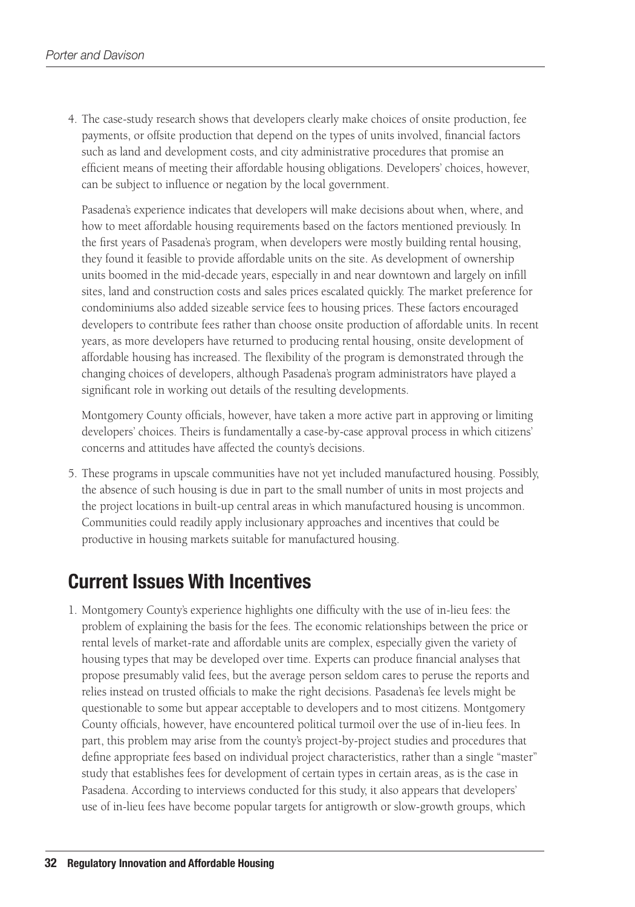4. The case-study research shows that developers clearly make choices of onsite production, fee payments, or offsite production that depend on the types of units involved, financial factors such as land and development costs, and city administrative procedures that promise an efficient means of meeting their affordable housing obligations. Developers' choices, however, can be subject to influence or negation by the local government.

   Pasadena's experience indicates that developers will make decisions about when, where, and how to meet affordable housing requirements based on the factors mentioned previously. In the first years of Pasadena's program, when developers were mostly building rental housing, they found it feasible to provide affordable units on the site. As development of ownership units boomed in the mid-decade years, especially in and near downtown and largely on infill sites, land and construction costs and sales prices escalated quickly. The market preference for condominiums also added sizeable service fees to housing prices. These factors encouraged developers to contribute fees rather than choose onsite production of affordable units. In recent years, as more developers have returned to producing rental housing, onsite development of affordable housing has increased. The flexibility of the program is demonstrated through the changing choices of developers, although Pasadena's program administrators have played a significant role in working out details of the resulting developments.

   Montgomery County officials, however, have taken a more active part in approving or limiting developers' choices. Theirs is fundamentally a case-by-case approval process in which citizens' concerns and attitudes have affected the county's decisions.

5. These programs in upscale communities have not yet included manufactured housing. Possibly, the absence of such housing is due in part to the small number of units in most projects and the project locations in built-up central areas in which manufactured housing is uncommon. Communities could readily apply inclusionary approaches and incentives that could be productive in housing markets suitable for manufactured housing.

## Current Issues With Incentives

1. Montgomery County's experience highlights one difficulty with the use of in-lieu fees: the problem of explaining the basis for the fees. The economic relationships between the price or rental levels of market-rate and affordable units are complex, especially given the variety of housing types that may be developed over time. Experts can produce financial analyses that propose presumably valid fees, but the average person seldom cares to peruse the reports and relies instead on trusted officials to make the right decisions. Pasadena's fee levels might be questionable to some but appear acceptable to developers and to most citizens. Montgomery County officials, however, have encountered political turmoil over the use of in-lieu fees. In part, this problem may arise from the county's project-by-project studies and procedures that define appropriate fees based on individual project characteristics, rather than a single "master" study that establishes fees for development of certain types in certain areas, as is the case in Pasadena. According to interviews conducted for this study, it also appears that developers' use of in-lieu fees have become popular targets for antigrowth or slow-growth groups, which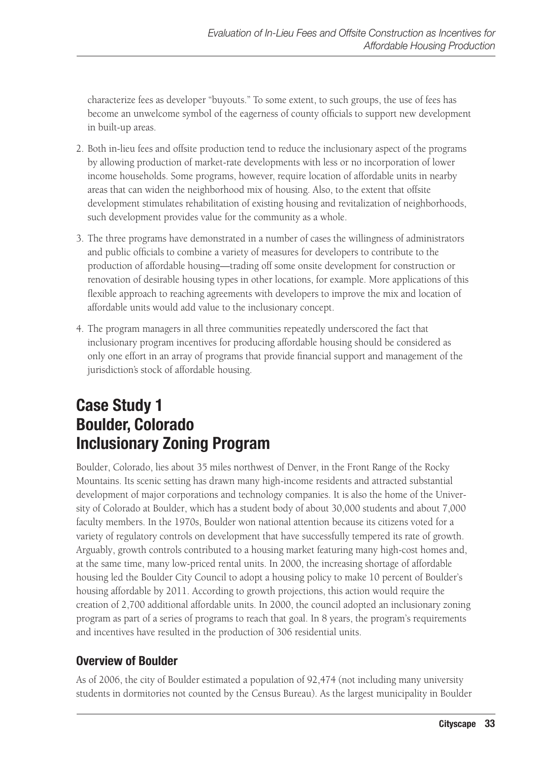characterize fees as developer "buyouts." To some extent, to such groups, the use of fees has become an unwelcome symbol of the eagerness of county officials to support new development in built-up areas.

2. Both in-lieu fees and offsite production tend to reduce the inclusionary aspect of the programs by allowing production of market-rate developments with less or no incorporation of lower income households. Some programs, however, require location of affordable units in nearby areas that can widen the neighborhood mix of housing. Also, to the extent that offsite development stimulates rehabilitation of existing housing and revitalization of neighborhoods, such development provides value for the community as a whole.

3. The three programs have demonstrated in a number of cases the willingness of administrators and public officials to combine a variety of measures for developers to contribute to the production of affordable housing—trading off some onsite development for construction or renovation of desirable housing types in other locations, for example. More applications of this flexible approach to reaching agreements with developers to improve the mix and location of affordable units would add value to the inclusionary concept.

4. The program managers in all three communities repeatedly underscored the fact that inclusionary program incentives for producing affordable housing should be considered as only one effort in an array of programs that provide financial support and management of the jurisdiction's stock of affordable housing.

# Case Study 1
# Boulder, Colorado
# Inclusionary Zoning Program

Boulder, Colorado, lies about 35 miles northwest of Denver, in the Front Range of the Rocky Mountains. Its scenic setting has drawn many high-income residents and attracted substantial development of major corporations and technology companies. It is also the home of the University of Colorado at Boulder, which has a student body of about 30,000 students and about 7,000 faculty members. In the 1970s, Boulder won national attention because its citizens voted for a variety of regulatory controls on development that have successfully tempered its rate of growth. Arguably, growth controls contributed to a housing market featuring many high-cost homes and, at the same time, many low-priced rental units. In 2000, the increasing shortage of affordable housing led the Boulder City Council to adopt a housing policy to make 10 percent of Boulder's housing affordable by 2011. According to growth projections, this action would require the creation of 2,700 additional affordable units. In 2000, the council adopted an inclusionary zoning program as part of a series of programs to reach that goal. In 8 years, the program's requirements and incentives have resulted in the production of 306 residential units.

## Overview of Boulder

As of 2006, the city of Boulder estimated a population of 92,474 (not including many university students in dormitories not counted by the Census Bureau). As the largest municipality in Boulder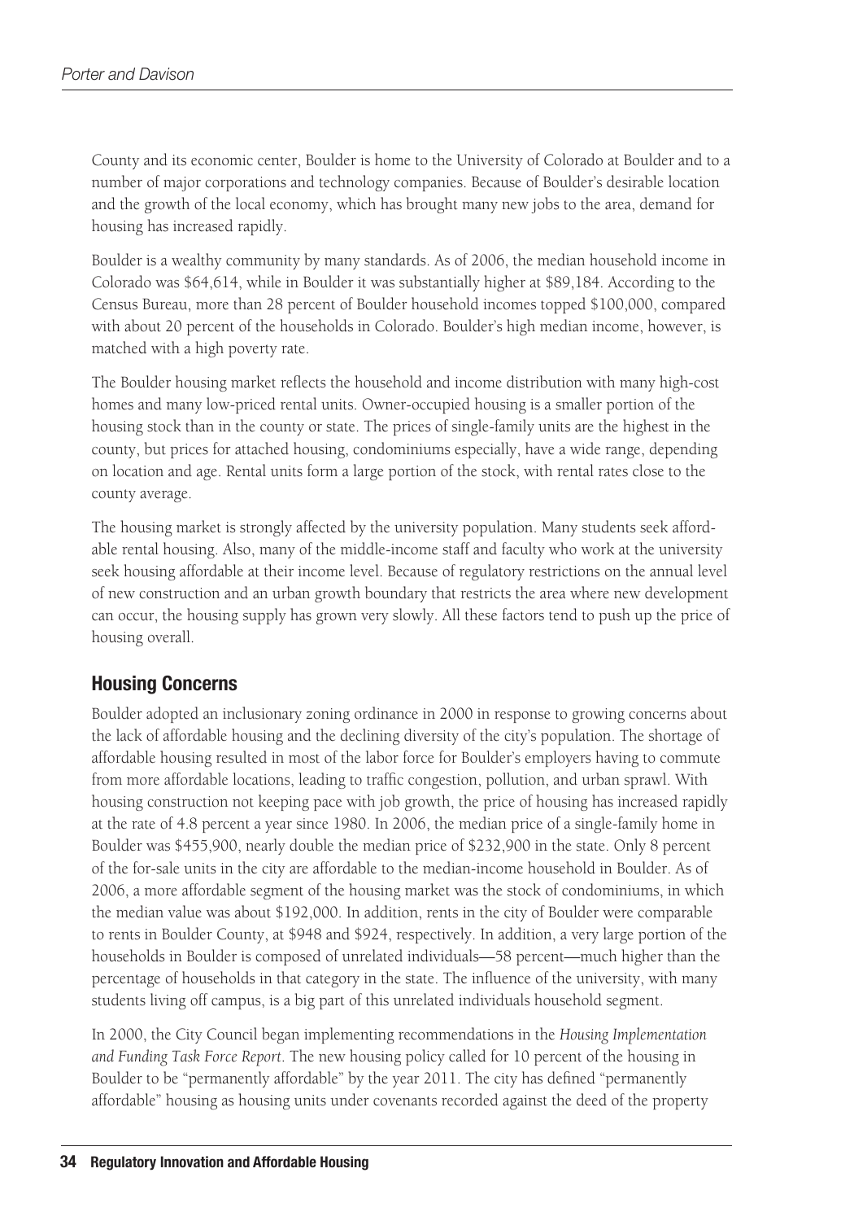County and its economic center, Boulder is home to the University of Colorado at Boulder and to a number of major corporations and technology companies. Because of Boulder's desirable location and the growth of the local economy, which has brought many new jobs to the area, demand for housing has increased rapidly.

Boulder is a wealthy community by many standards. As of 2006, the median household income in Colorado was $64,614, while in Boulder it was substantially higher at $89,184. According to the Census Bureau, more than 28 percent of Boulder household incomes topped $100,000, compared with about 20 percent of the households in Colorado. Boulder's high median income, however, is matched with a high poverty rate.

The Boulder housing market reflects the household and income distribution with many high-cost homes and many low-priced rental units. Owner-occupied housing is a smaller portion of the housing stock than in the county or state. The prices of single-family units are the highest in the county, but prices for attached housing, condominiums especially, have a wide range, depending on location and age. Rental units form a large portion of the stock, with rental rates close to the county average.

The housing market is strongly affected by the university population. Many students seek affordable rental housing. Also, many of the middle-income staff and faculty who work at the university seek housing affordable at their income level. Because of regulatory restrictions on the annual level of new construction and an urban growth boundary that restricts the area where new development can occur, the housing supply has grown very slowly. All these factors tend to push up the price of housing overall.

## Housing Concerns

Boulder adopted an inclusionary zoning ordinance in 2000 in response to growing concerns about the lack of affordable housing and the declining diversity of the city's population. The shortage of affordable housing resulted in most of the labor force for Boulder's employers having to commute from more affordable locations, leading to traffic congestion, pollution, and urban sprawl. With housing construction not keeping pace with job growth, the price of housing has increased rapidly at the rate of 4.8 percent a year since 1980. In 2006, the median price of a single-family home in Boulder was $455,900, nearly double the median price of $232,900 in the state. Only 8 percent of the for-sale units in the city are affordable to the median-income household in Boulder. As of 2006, a more affordable segment of the housing market was the stock of condominiums, in which the median value was about $192,000. In addition, rents in the city of Boulder were comparable to rents in Boulder County, at $948 and $924, respectively. In addition, a very large portion of the households in Boulder is composed of unrelated individuals—58 percent—much higher than the percentage of households in that category in the state. The influence of the university, with many students living off campus, is a big part of this unrelated individuals household segment.

In 2000, the City Council began implementing recommendations in the *Housing Implementation and Funding Task Force Report*. The new housing policy called for 10 percent of the housing in Boulder to be "permanently affordable" by the year 2011. The city has defined "permanently affordable" housing as housing units under covenants recorded against the deed of the property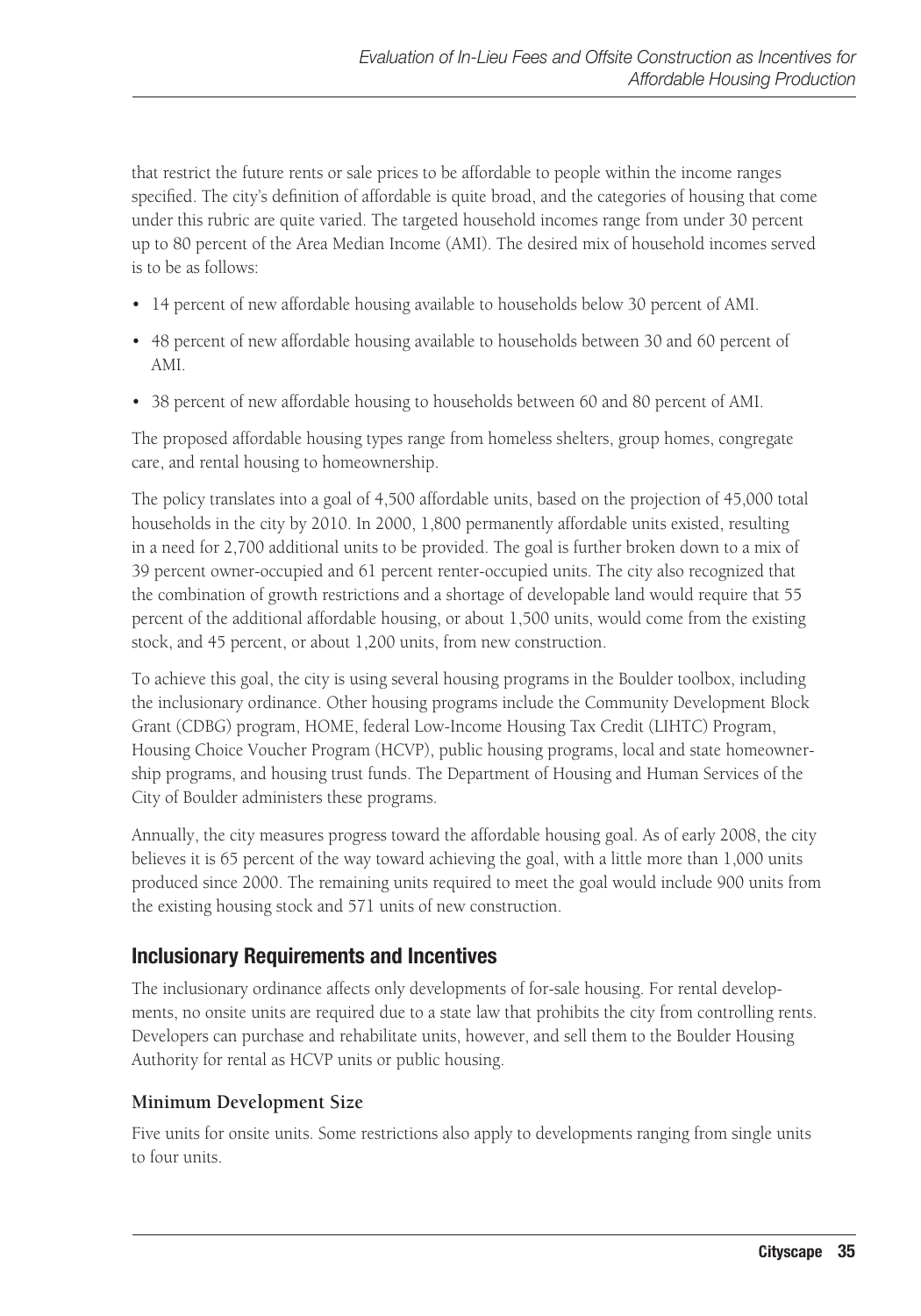that restrict the future rents or sale prices to be affordable to people within the income ranges specified. The city's definition of affordable is quite broad, and the categories of housing that come under this rubric are quite varied. The targeted household incomes range from under 30 percent up to 80 percent of the Area Median Income (AMI). The desired mix of household incomes served is to be as follows:

- 14 percent of new affordable housing available to households below 30 percent of AMI.
- 48 percent of new affordable housing available to households between 30 and 60 percent of AMI.
- 38 percent of new affordable housing to households between 60 and 80 percent of AMI.

The proposed affordable housing types range from homeless shelters, group homes, congregate care, and rental housing to homeownership.

The policy translates into a goal of 4,500 affordable units, based on the projection of 45,000 total households in the city by 2010. In 2000, 1,800 permanently affordable units existed, resulting in a need for 2,700 additional units to be provided. The goal is further broken down to a mix of 39 percent owner-occupied and 61 percent renter-occupied units. The city also recognized that the combination of growth restrictions and a shortage of developable land would require that 55 percent of the additional affordable housing, or about 1,500 units, would come from the existing stock, and 45 percent, or about 1,200 units, from new construction.

To achieve this goal, the city is using several housing programs in the Boulder toolbox, including the inclusionary ordinance. Other housing programs include the Community Development Block Grant (CDBG) program, HOME, federal Low-Income Housing Tax Credit (LIHTC) Program, Housing Choice Voucher Program (HCVP), public housing programs, local and state homeownership programs, and housing trust funds. The Department of Housing and Human Services of the City of Boulder administers these programs.

Annually, the city measures progress toward the affordable housing goal. As of early 2008, the city believes it is 65 percent of the way toward achieving the goal, with a little more than 1,000 units produced since 2000. The remaining units required to meet the goal would include 900 units from the existing housing stock and 571 units of new construction.

## Inclusionary Requirements and Incentives

The inclusionary ordinance affects only developments of for-sale housing. For rental developments, no onsite units are required due to a state law that prohibits the city from controlling rents. Developers can purchase and rehabilitate units, however, and sell them to the Boulder Housing Authority for rental as HCVP units or public housing.

### Minimum Development Size

Five units for onsite units. Some restrictions also apply to developments ranging from single units to four units.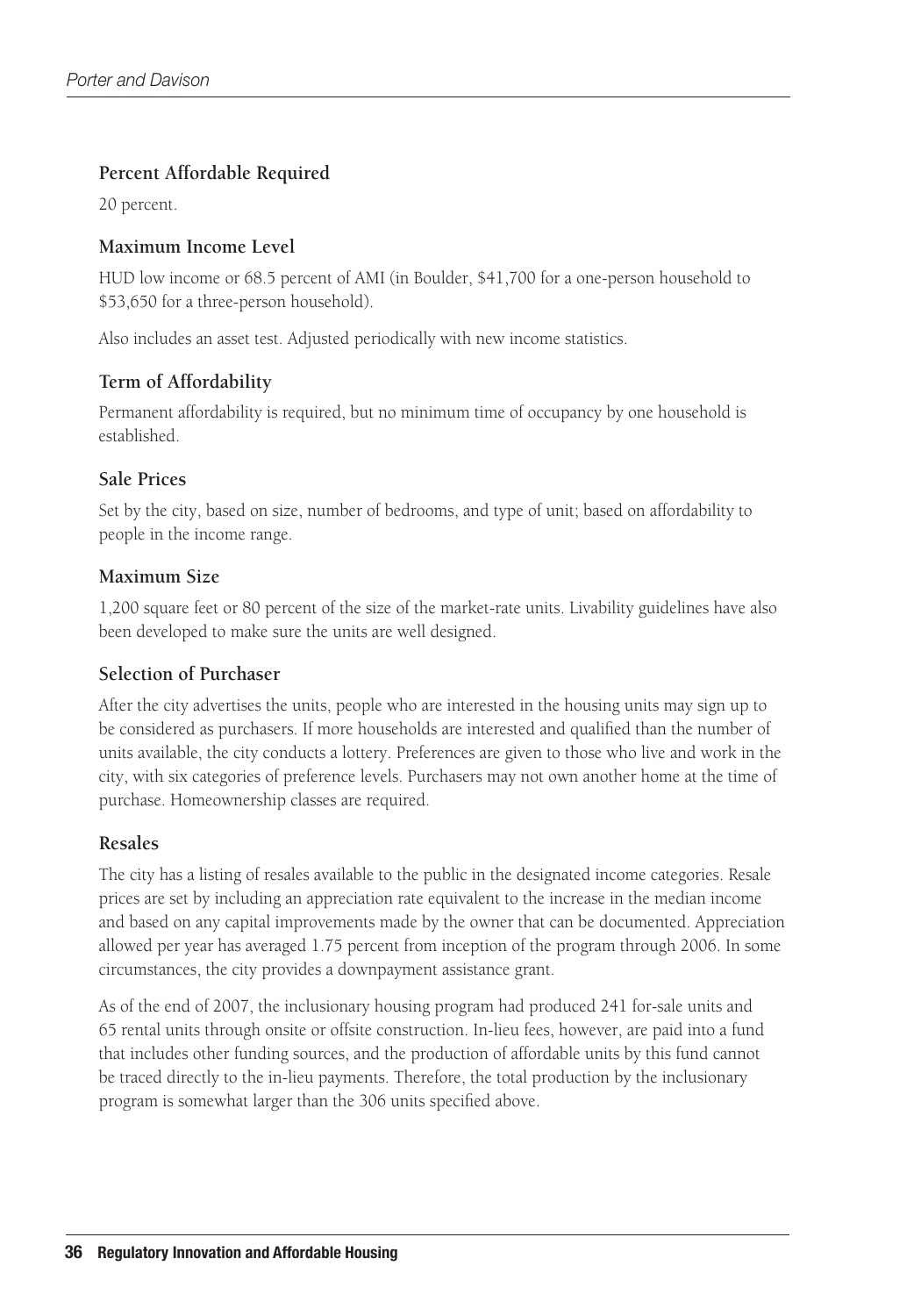### Percent Affordable Required

20 percent.

### Maximum Income Level

HUD low income or 68.5 percent of AMI (in Boulder, $41,700 for a one-person household to $53,650 for a three-person household).

Also includes an asset test. Adjusted periodically with new income statistics.

### Term of Affordability

Permanent affordability is required, but no minimum time of occupancy by one household is established.

### Sale Prices

Set by the city, based on size, number of bedrooms, and type of unit; based on affordability to people in the income range.

### Maximum Size

1,200 square feet or 80 percent of the size of the market-rate units. Livability guidelines have also been developed to make sure the units are well designed.

### Selection of Purchaser

After the city advertises the units, people who are interested in the housing units may sign up to be considered as purchasers. If more households are interested and qualified than the number of units available, the city conducts a lottery. Preferences are given to those who live and work in the city, with six categories of preference levels. Purchasers may not own another home at the time of purchase. Homeownership classes are required.

### Resales

The city has a listing of resales available to the public in the designated income categories. Resale prices are set by including an appreciation rate equivalent to the increase in the median income and based on any capital improvements made by the owner that can be documented. Appreciation allowed per year has averaged 1.75 percent from inception of the program through 2006. In some circumstances, the city provides a downpayment assistance grant.

As of the end of 2007, the inclusionary housing program had produced 241 for-sale units and 65 rental units through onsite or offsite construction. In-lieu fees, however, are paid into a fund that includes other funding sources, and the production of affordable units by this fund cannot be traced directly to the in-lieu payments. Therefore, the total production by the inclusionary program is somewhat larger than the 306 units specified above.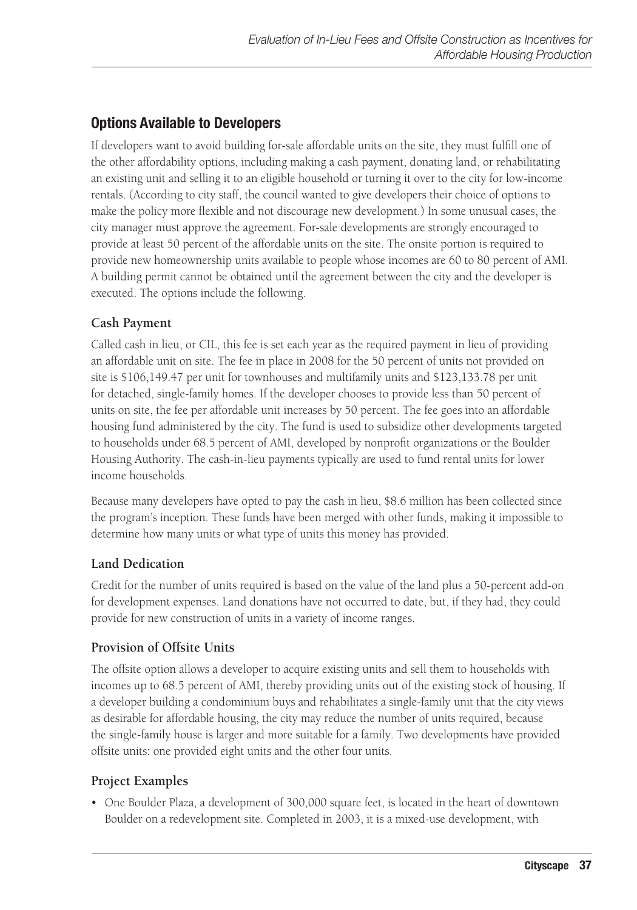## Options Available to Developers

If developers want to avoid building for-sale affordable units on the site, they must fulfill one of the other affordability options, including making a cash payment, donating land, or rehabilitating an existing unit and selling it to an eligible household or turning it over to the city for low-income rentals. (According to city staff, the council wanted to give developers their choice of options to make the policy more flexible and not discourage new development.) In some unusual cases, the city manager must approve the agreement. For-sale developments are strongly encouraged to provide at least 50 percent of the affordable units on the site. The onsite portion is required to provide new homeownership units available to people whose incomes are 60 to 80 percent of AMI. A building permit cannot be obtained until the agreement between the city and the developer is executed. The options include the following.

### Cash Payment

Called cash in lieu, or CIL, this fee is set each year as the required payment in lieu of providing an affordable unit on site. The fee in place in 2008 for the 50 percent of units not provided on site is $106,149.47 per unit for townhouses and multifamily units and $123,133.78 per unit for detached, single-family homes. If the developer chooses to provide less than 50 percent of units on site, the fee per affordable unit increases by 50 percent. The fee goes into an affordable housing fund administered by the city. The fund is used to subsidize other developments targeted to households under 68.5 percent of AMI, developed by nonprofit organizations or the Boulder Housing Authority. The cash-in-lieu payments typically are used to fund rental units for lower income households.

Because many developers have opted to pay the cash in lieu, $8.6 million has been collected since the program's inception. These funds have been merged with other funds, making it impossible to determine how many units or what type of units this money has provided.

### Land Dedication

Credit for the number of units required is based on the value of the land plus a 50-percent add-on for development expenses. Land donations have not occurred to date, but, if they had, they could provide for new construction of units in a variety of income ranges.

### Provision of Offsite Units

The offsite option allows a developer to acquire existing units and sell them to households with incomes up to 68.5 percent of AMI, thereby providing units out of the existing stock of housing. If a developer building a condominium buys and rehabilitates a single-family unit that the city views as desirable for affordable housing, the city may reduce the number of units required, because the single-family house is larger and more suitable for a family. Two developments have provided offsite units: one provided eight units and the other four units.

### Project Examples

- One Boulder Plaza, a development of 300,000 square feet, is located in the heart of downtown Boulder on a redevelopment site. Completed in 2003, it is a mixed-use development, with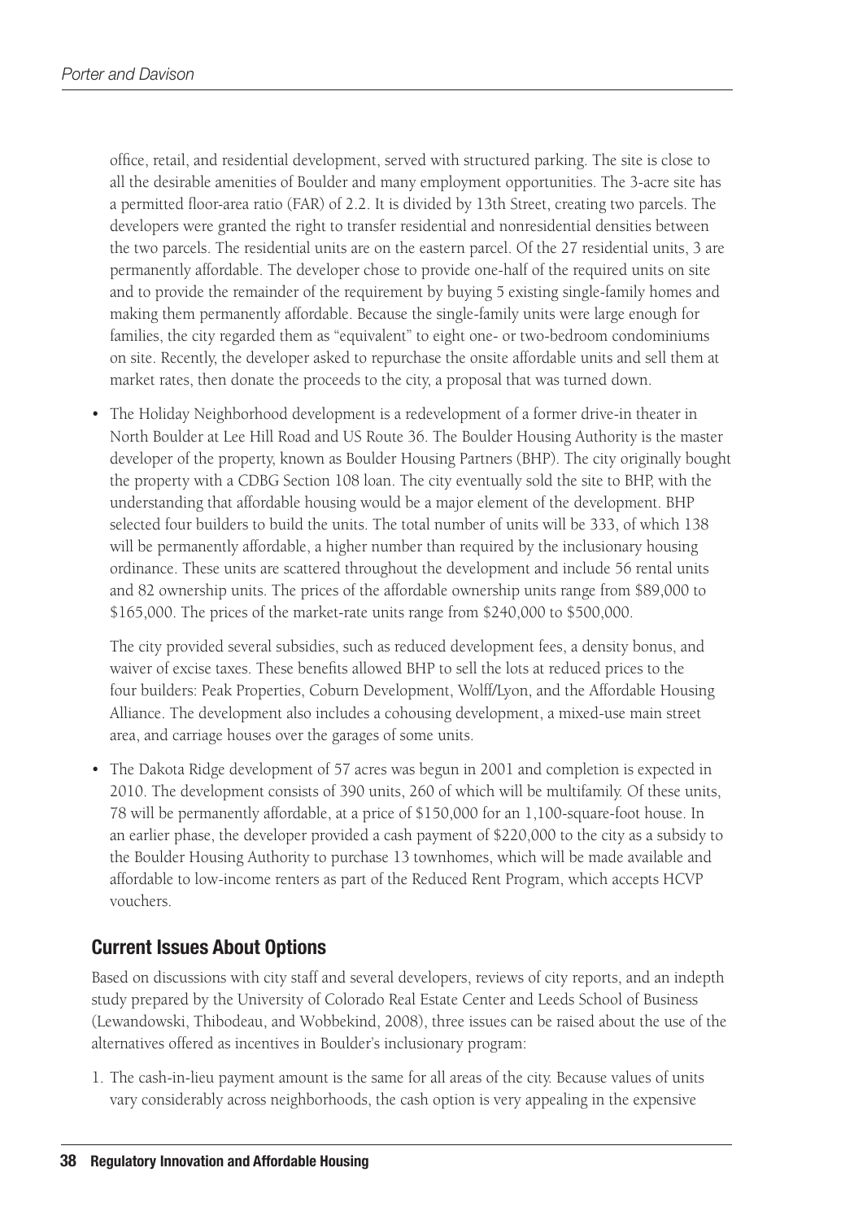office, retail, and residential development, served with structured parking. The site is close to all the desirable amenities of Boulder and many employment opportunities. The 3-acre site has a permitted floor-area ratio (FAR) of 2.2. It is divided by 13th Street, creating two parcels. The developers were granted the right to transfer residential and nonresidential densities between the two parcels. The residential units are on the eastern parcel. Of the 27 residential units, 3 are permanently affordable. The developer chose to provide one-half of the required units on site and to provide the remainder of the requirement by buying 5 existing single-family homes and making them permanently affordable. Because the single-family units were large enough for families, the city regarded them as "equivalent" to eight one- or two-bedroom condominiums on site. Recently, the developer asked to repurchase the onsite affordable units and sell them at market rates, then donate the proceeds to the city, a proposal that was turned down.

- The Holiday Neighborhood development is a redevelopment of a former drive-in theater in North Boulder at Lee Hill Road and US Route 36. The Boulder Housing Authority is the master developer of the property, known as Boulder Housing Partners (BHP). The city originally bought the property with a CDBG Section 108 loan. The city eventually sold the site to BHP, with the understanding that affordable housing would be a major element of the development. BHP selected four builders to build the units. The total number of units will be 333, of which 138 will be permanently affordable, a higher number than required by the inclusionary housing ordinance. These units are scattered throughout the development and include 56 rental units and 82 ownership units. The prices of the affordable ownership units range from $89,000 to $165,000. The prices of the market-rate units range from $240,000 to $500,000.

  The city provided several subsidies, such as reduced development fees, a density bonus, and waiver of excise taxes. These benefits allowed BHP to sell the lots at reduced prices to the four builders: Peak Properties, Coburn Development, Wolff/Lyon, and the Affordable Housing Alliance. The development also includes a cohousing development, a mixed-use main street area, and carriage houses over the garages of some units.

- The Dakota Ridge development of 57 acres was begun in 2001 and completion is expected in 2010. The development consists of 390 units, 260 of which will be multifamily. Of these units, 78 will be permanently affordable, at a price of $150,000 for an 1,100-square-foot house. In an earlier phase, the developer provided a cash payment of $220,000 to the city as a subsidy to the Boulder Housing Authority to purchase 13 townhomes, which will be made available and affordable to low-income renters as part of the Reduced Rent Program, which accepts HCVP vouchers.

## Current Issues About Options

Based on discussions with city staff and several developers, reviews of city reports, and an indepth study prepared by the University of Colorado Real Estate Center and Leeds School of Business (Lewandowski, Thibodeau, and Wobbekind, 2008), three issues can be raised about the use of the alternatives offered as incentives in Boulder's inclusionary program:

1. The cash-in-lieu payment amount is the same for all areas of the city. Because values of units vary considerably across neighborhoods, the cash option is very appealing in the expensive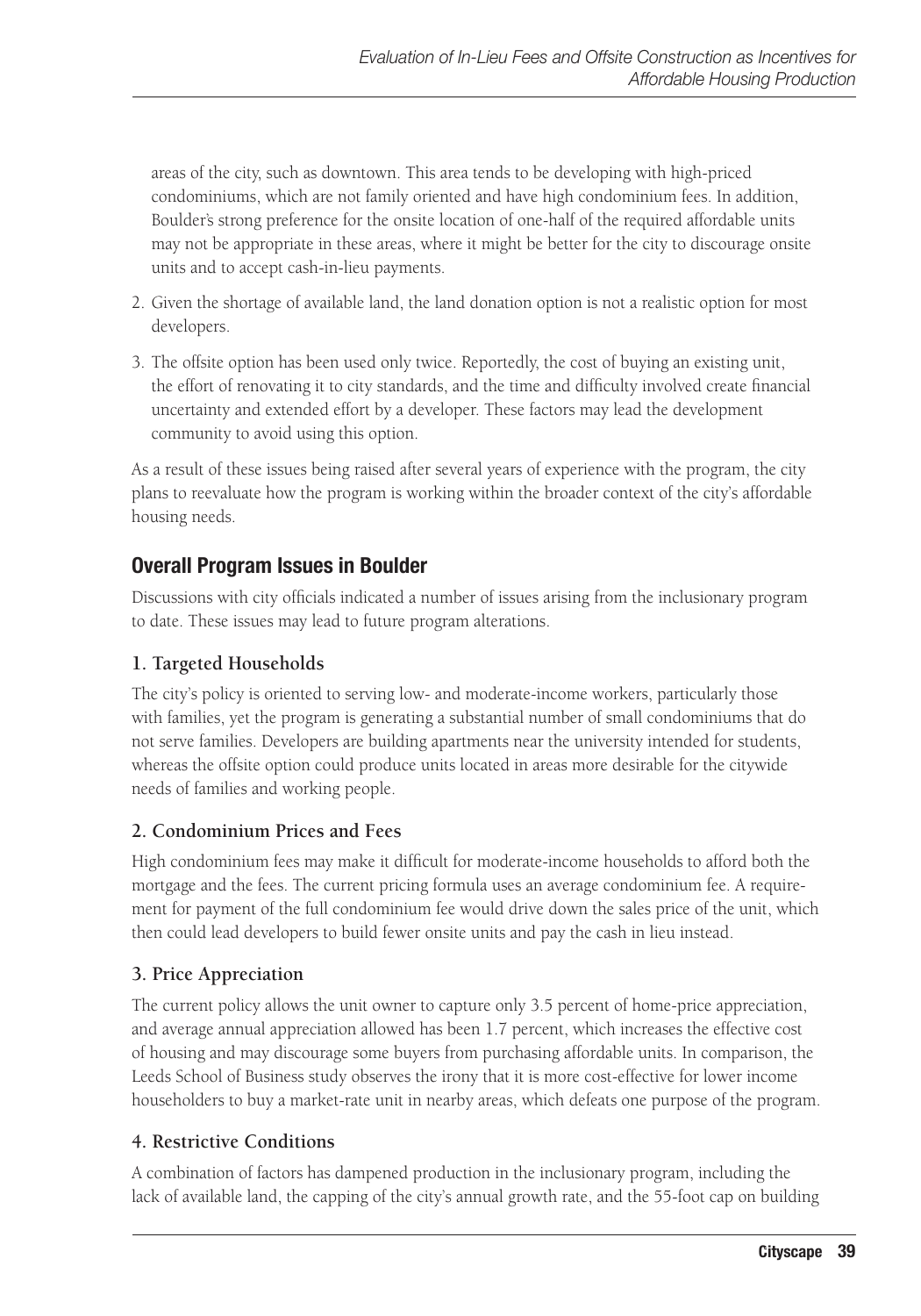areas of the city, such as downtown. This area tends to be developing with high-priced condominiums, which are not family oriented and have high condominium fees. In addition, Boulder's strong preference for the onsite location of one-half of the required affordable units may not be appropriate in these areas, where it might be better for the city to discourage onsite units and to accept cash-in-lieu payments.

2. Given the shortage of available land, the land donation option is not a realistic option for most developers.

3. The offsite option has been used only twice. Reportedly, the cost of buying an existing unit, the effort of renovating it to city standards, and the time and difficulty involved create financial uncertainty and extended effort by a developer. These factors may lead the development community to avoid using this option.

As a result of these issues being raised after several years of experience with the program, the city plans to reevaluate how the program is working within the broader context of the city's affordable housing needs.

## Overall Program Issues in Boulder

Discussions with city officials indicated a number of issues arising from the inclusionary program to date. These issues may lead to future program alterations.

### 1. Targeted Households

The city's policy is oriented to serving low- and moderate-income workers, particularly those with families, yet the program is generating a substantial number of small condominiums that do not serve families. Developers are building apartments near the university intended for students, whereas the offsite option could produce units located in areas more desirable for the citywide needs of families and working people.

### 2. Condominium Prices and Fees

High condominium fees may make it difficult for moderate-income households to afford both the mortgage and the fees. The current pricing formula uses an average condominium fee. A requirement for payment of the full condominium fee would drive down the sales price of the unit, which then could lead developers to build fewer onsite units and pay the cash in lieu instead.

### 3. Price Appreciation

The current policy allows the unit owner to capture only 3.5 percent of home-price appreciation, and average annual appreciation allowed has been 1.7 percent, which increases the effective cost of housing and may discourage some buyers from purchasing affordable units. In comparison, the Leeds School of Business study observes the irony that it is more cost-effective for lower income householders to buy a market-rate unit in nearby areas, which defeats one purpose of the program.

### 4. Restrictive Conditions

A combination of factors has dampened production in the inclusionary program, including the lack of available land, the capping of the city's annual growth rate, and the 55-foot cap on building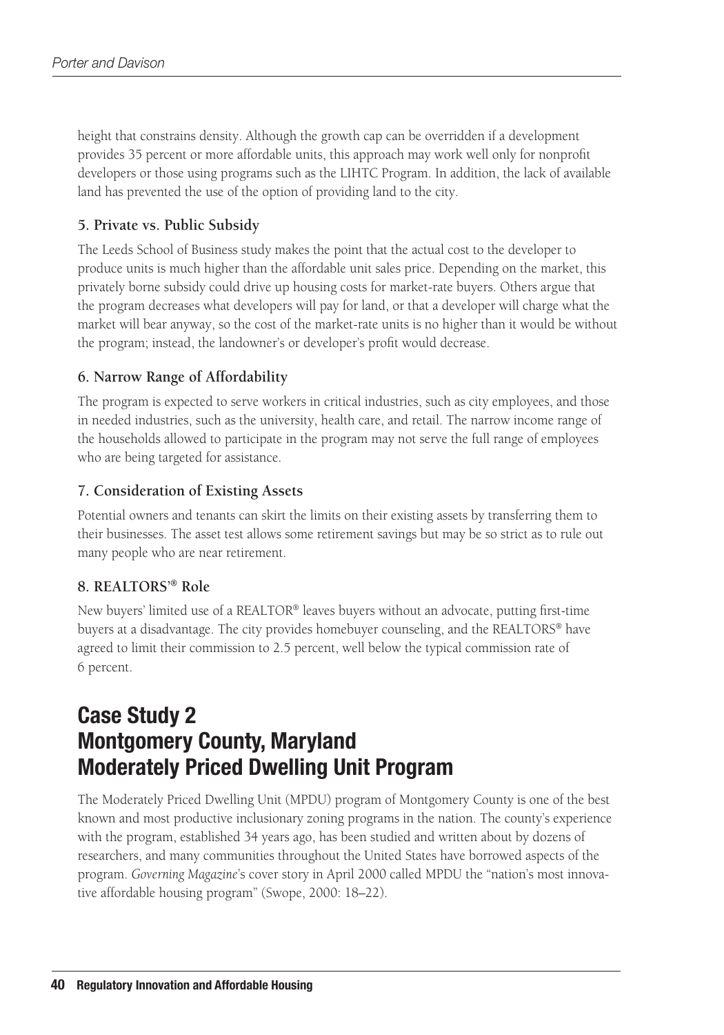height that constrains density. Although the growth cap can be overridden if a development provides 35 percent or more affordable units, this approach may work well only for nonprofit developers or those using programs such as the LIHTC Program. In addition, the lack of available land has prevented the use of the option of providing land to the city.

### 5. Private vs. Public Subsidy

The Leeds School of Business study makes the point that the actual cost to the developer to produce units is much higher than the affordable unit sales price. Depending on the market, this privately borne subsidy could drive up housing costs for market-rate buyers. Others argue that the program decreases what developers will pay for land, or that a developer will charge what the market will bear anyway, so the cost of the market-rate units is no higher than it would be without the program; instead, the landowner's or developer's profit would decrease.

### 6. Narrow Range of Affordability

The program is expected to serve workers in critical industries, such as city employees, and those in needed industries, such as the university, health care, and retail. The narrow income range of the households allowed to participate in the program may not serve the full range of employees who are being targeted for assistance.

### 7. Consideration of Existing Assets

Potential owners and tenants can skirt the limits on their existing assets by transferring them to their businesses. The asset test allows some retirement savings but may be so strict as to rule out many people who are near retirement.

### 8. REALTORS'® Role

New buyers' limited use of a REALTOR® leaves buyers without an advocate, putting first-time buyers at a disadvantage. The city provides homebuyer counseling, and the REALTORS® have agreed to limit their commission to 2.5 percent, well below the typical commission rate of 6 percent.

## Case Study 2 Montgomery County, Maryland Moderately Priced Dwelling Unit Program

The Moderately Priced Dwelling Unit (MPDU) program of Montgomery County is one of the best known and most productive inclusionary zoning programs in the nation. The county's experience with the program, established 34 years ago, has been studied and written about by dozens of researchers, and many communities throughout the United States have borrowed aspects of the program. *Governing Magazine*'s cover story in April 2000 called MPDU the "nation's most innovative affordable housing program" (Swope, 2000: 18–22).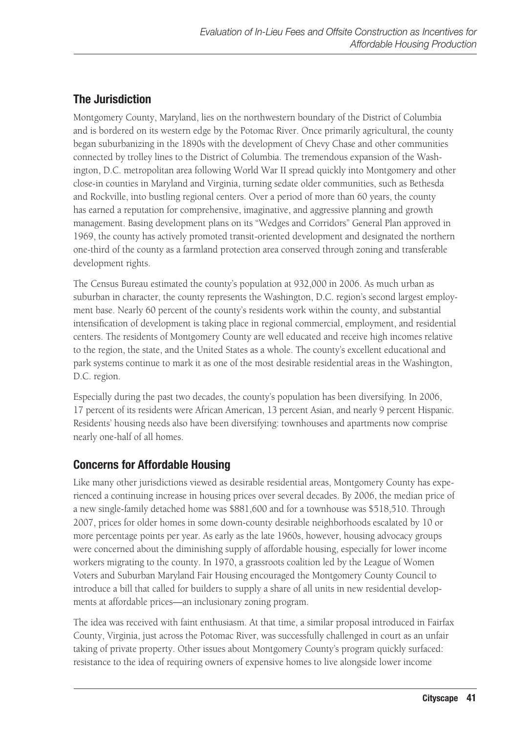## The Jurisdiction

Montgomery County, Maryland, lies on the northwestern boundary of the District of Columbia and is bordered on its western edge by the Potomac River. Once primarily agricultural, the county began suburbanizing in the 1890s with the development of Chevy Chase and other communities connected by trolley lines to the District of Columbia. The tremendous expansion of the Washington, D.C. metropolitan area following World War II spread quickly into Montgomery and other close-in counties in Maryland and Virginia, turning sedate older communities, such as Bethesda and Rockville, into bustling regional centers. Over a period of more than 60 years, the county has earned a reputation for comprehensive, imaginative, and aggressive planning and growth management. Basing development plans on its "Wedges and Corridors" General Plan approved in 1969, the county has actively promoted transit-oriented development and designated the northern one-third of the county as a farmland protection area conserved through zoning and transferable development rights.

The Census Bureau estimated the county's population at 932,000 in 2006. As much urban as suburban in character, the county represents the Washington, D.C. region's second largest employment base. Nearly 60 percent of the county's residents work within the county, and substantial intensification of development is taking place in regional commercial, employment, and residential centers. The residents of Montgomery County are well educated and receive high incomes relative to the region, the state, and the United States as a whole. The county's excellent educational and park systems continue to mark it as one of the most desirable residential areas in the Washington, D.C. region.

Especially during the past two decades, the county's population has been diversifying. In 2006, 17 percent of its residents were African American, 13 percent Asian, and nearly 9 percent Hispanic. Residents' housing needs also have been diversifying: townhouses and apartments now comprise nearly one-half of all homes.

## Concerns for Affordable Housing

Like many other jurisdictions viewed as desirable residential areas, Montgomery County has experienced a continuing increase in housing prices over several decades. By 2006, the median price of a new single-family detached home was $881,600 and for a townhouse was $518,510. Through 2007, prices for older homes in some down-county desirable neighborhoods escalated by 10 or more percentage points per year. As early as the late 1960s, however, housing advocacy groups were concerned about the diminishing supply of affordable housing, especially for lower income workers migrating to the county. In 1970, a grassroots coalition led by the League of Women Voters and Suburban Maryland Fair Housing encouraged the Montgomery County Council to introduce a bill that called for builders to supply a share of all units in new residential developments at affordable prices—an inclusionary zoning program.

The idea was received with faint enthusiasm. At that time, a similar proposal introduced in Fairfax County, Virginia, just across the Potomac River, was successfully challenged in court as an unfair taking of private property. Other issues about Montgomery County's program quickly surfaced: resistance to the idea of requiring owners of expensive homes to live alongside lower income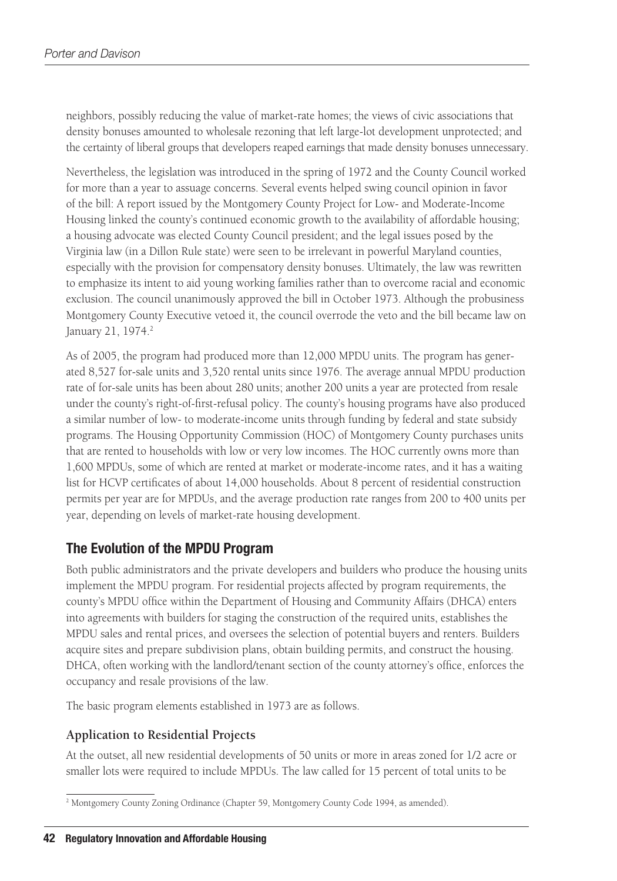neighbors, possibly reducing the value of market-rate homes; the views of civic associations that density bonuses amounted to wholesale rezoning that left large-lot development unprotected; and the certainty of liberal groups that developers reaped earnings that made density bonuses unnecessary.

Nevertheless, the legislation was introduced in the spring of 1972 and the County Council worked for more than a year to assuage concerns. Several events helped swing council opinion in favor of the bill: A report issued by the Montgomery County Project for Low- and Moderate-Income Housing linked the county's continued economic growth to the availability of affordable housing; a housing advocate was elected County Council president; and the legal issues posed by the Virginia law (in a Dillon Rule state) were seen to be irrelevant in powerful Maryland counties, especially with the provision for compensatory density bonuses. Ultimately, the law was rewritten to emphasize its intent to aid young working families rather than to overcome racial and economic exclusion. The council unanimously approved the bill in October 1973. Although the probusiness Montgomery County Executive vetoed it, the council overrode the veto and the bill became law on January 21, 1974.[2]

As of 2005, the program had produced more than 12,000 MPDU units. The program has generated 8,527 for-sale units and 3,520 rental units since 1976. The average annual MPDU production rate of for-sale units has been about 280 units; another 200 units a year are protected from resale under the county's right-of-first-refusal policy. The county's housing programs have also produced a similar number of low- to moderate-income units through funding by federal and state subsidy programs. The Housing Opportunity Commission (HOC) of Montgomery County purchases units that are rented to households with low or very low incomes. The HOC currently owns more than 1,600 MPDUs, some of which are rented at market or moderate-income rates, and it has a waiting list for HCVP certificates of about 14,000 households. About 8 percent of residential construction permits per year are for MPDUs, and the average production rate ranges from 200 to 400 units per year, depending on levels of market-rate housing development.

## The Evolution of the MPDU Program

Both public administrators and the private developers and builders who produce the housing units implement the MPDU program. For residential projects affected by program requirements, the county's MPDU office within the Department of Housing and Community Affairs (DHCA) enters into agreements with builders for staging the construction of the required units, establishes the MPDU sales and rental prices, and oversees the selection of potential buyers and renters. Builders acquire sites and prepare subdivision plans, obtain building permits, and construct the housing. DHCA, often working with the landlord/tenant section of the county attorney's office, enforces the occupancy and resale provisions of the law.

The basic program elements established in 1973 are as follows.

### Application to Residential Projects

At the outset, all new residential developments of 50 units or more in areas zoned for 1/2 acre or smaller lots were required to include MPDUs. The law called for 15 percent of total units to be

[2] Montgomery County Zoning Ordinance (Chapter 59, Montgomery County Code 1994, as amended).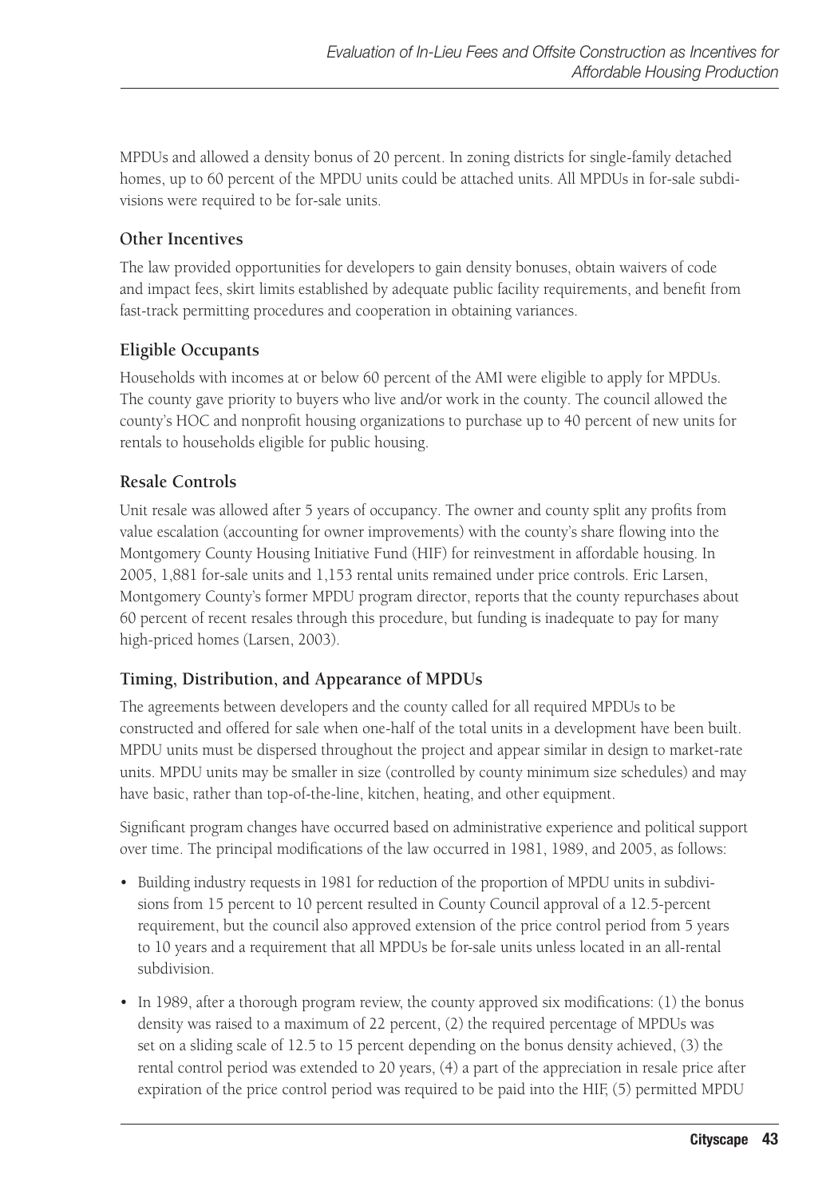MPDUs and allowed a density bonus of 20 percent. In zoning districts for single-family detached homes, up to 60 percent of the MPDU units could be attached units. All MPDUs in for-sale subdivisions were required to be for-sale units.

### Other Incentives

The law provided opportunities for developers to gain density bonuses, obtain waivers of code and impact fees, skirt limits established by adequate public facility requirements, and benefit from fast-track permitting procedures and cooperation in obtaining variances.

### Eligible Occupants

Households with incomes at or below 60 percent of the AMI were eligible to apply for MPDUs. The county gave priority to buyers who live and/or work in the county. The council allowed the county's HOC and nonprofit housing organizations to purchase up to 40 percent of new units for rentals to households eligible for public housing.

### Resale Controls

Unit resale was allowed after 5 years of occupancy. The owner and county split any profits from value escalation (accounting for owner improvements) with the county's share flowing into the Montgomery County Housing Initiative Fund (HIF) for reinvestment in affordable housing. In 2005, 1,881 for-sale units and 1,153 rental units remained under price controls. Eric Larsen, Montgomery County's former MPDU program director, reports that the county repurchases about 60 percent of recent resales through this procedure, but funding is inadequate to pay for many high-priced homes (Larsen, 2003).

### Timing, Distribution, and Appearance of MPDUs

The agreements between developers and the county called for all required MPDUs to be constructed and offered for sale when one-half of the total units in a development have been built. MPDU units must be dispersed throughout the project and appear similar in design to market-rate units. MPDU units may be smaller in size (controlled by county minimum size schedules) and may have basic, rather than top-of-the-line, kitchen, heating, and other equipment.

Significant program changes have occurred based on administrative experience and political support over time. The principal modifications of the law occurred in 1981, 1989, and 2005, as follows:

- Building industry requests in 1981 for reduction of the proportion of MPDU units in subdivisions from 15 percent to 10 percent resulted in County Council approval of a 12.5-percent requirement, but the council also approved extension of the price control period from 5 years to 10 years and a requirement that all MPDUs be for-sale units unless located in an all-rental subdivision.
- In 1989, after a thorough program review, the county approved six modifications: (1) the bonus density was raised to a maximum of 22 percent, (2) the required percentage of MPDUs was set on a sliding scale of 12.5 to 15 percent depending on the bonus density achieved, (3) the rental control period was extended to 20 years, (4) a part of the appreciation in resale price after expiration of the price control period was required to be paid into the HIF, (5) permitted MPDU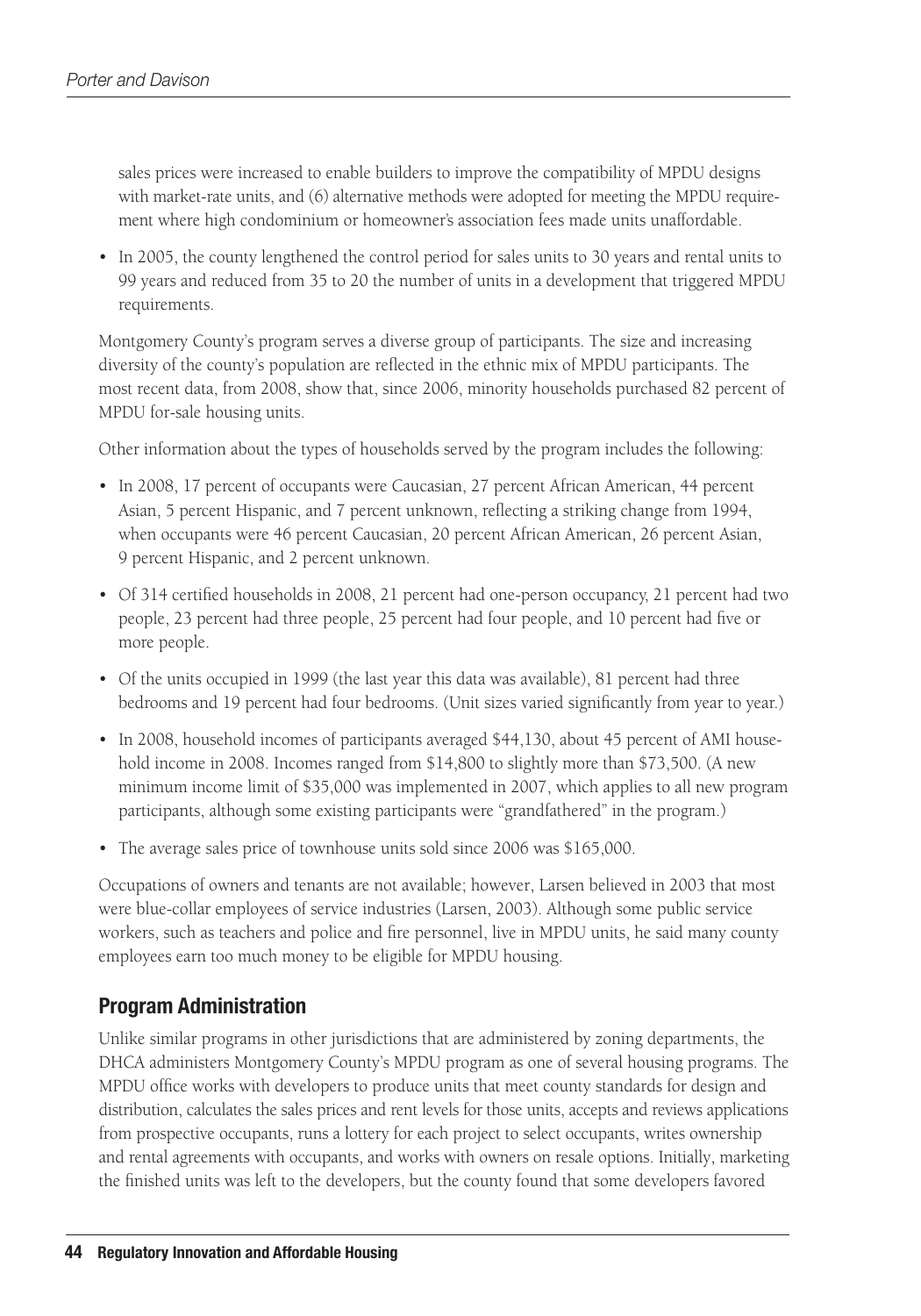sales prices were increased to enable builders to improve the compatibility of MPDU designs with market-rate units, and (6) alternative methods were adopted for meeting the MPDU requirement where high condominium or homeowner's association fees made units unaffordable.

- In 2005, the county lengthened the control period for sales units to 30 years and rental units to 99 years and reduced from 35 to 20 the number of units in a development that triggered MPDU requirements.

Montgomery County's program serves a diverse group of participants. The size and increasing diversity of the county's population are reflected in the ethnic mix of MPDU participants. The most recent data, from 2008, show that, since 2006, minority households purchased 82 percent of MPDU for-sale housing units.

Other information about the types of households served by the program includes the following:

- In 2008, 17 percent of occupants were Caucasian, 27 percent African American, 44 percent Asian, 5 percent Hispanic, and 7 percent unknown, reflecting a striking change from 1994, when occupants were 46 percent Caucasian, 20 percent African American, 26 percent Asian, 9 percent Hispanic, and 2 percent unknown.
- Of 314 certified households in 2008, 21 percent had one-person occupancy, 21 percent had two people, 23 percent had three people, 25 percent had four people, and 10 percent had five or more people.
- Of the units occupied in 1999 (the last year this data was available), 81 percent had three bedrooms and 19 percent had four bedrooms. (Unit sizes varied significantly from year to year.)
- In 2008, household incomes of participants averaged $44,130, about 45 percent of AMI household income in 2008. Incomes ranged from $14,800 to slightly more than $73,500. (A new minimum income limit of $35,000 was implemented in 2007, which applies to all new program participants, although some existing participants were "grandfathered" in the program.)
- The average sales price of townhouse units sold since 2006 was $165,000.

Occupations of owners and tenants are not available; however, Larsen believed in 2003 that most were blue-collar employees of service industries (Larsen, 2003). Although some public service workers, such as teachers and police and fire personnel, live in MPDU units, he said many county employees earn too much money to be eligible for MPDU housing.

## Program Administration

Unlike similar programs in other jurisdictions that are administered by zoning departments, the DHCA administers Montgomery County's MPDU program as one of several housing programs. The MPDU office works with developers to produce units that meet county standards for design and distribution, calculates the sales prices and rent levels for those units, accepts and reviews applications from prospective occupants, runs a lottery for each project to select occupants, writes ownership and rental agreements with occupants, and works with owners on resale options. Initially, marketing the finished units was left to the developers, but the county found that some developers favored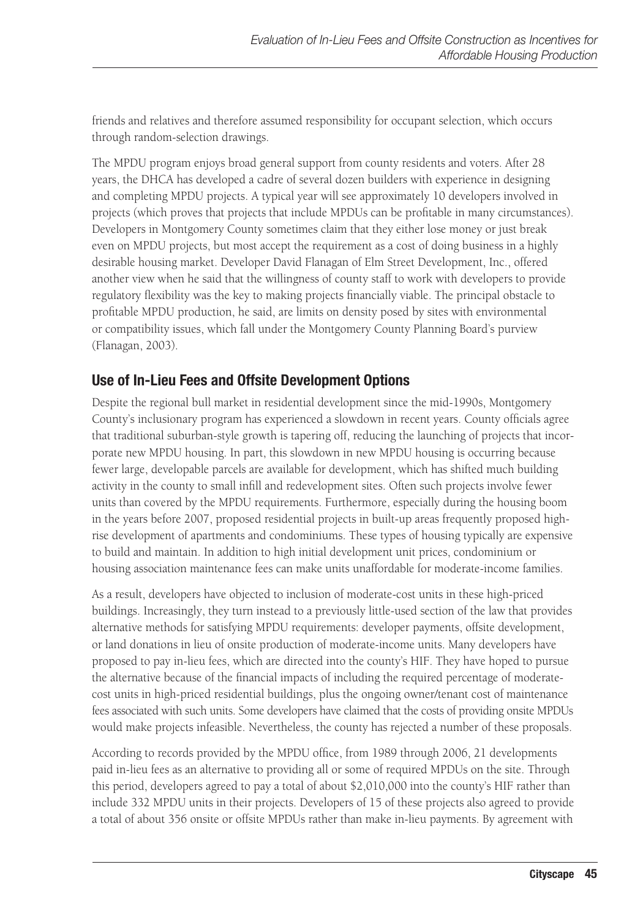friends and relatives and therefore assumed responsibility for occupant selection, which occurs through random-selection drawings.

The MPDU program enjoys broad general support from county residents and voters. After 28 years, the DHCA has developed a cadre of several dozen builders with experience in designing and completing MPDU projects. A typical year will see approximately 10 developers involved in projects (which proves that projects that include MPDUs can be profitable in many circumstances). Developers in Montgomery County sometimes claim that they either lose money or just break even on MPDU projects, but most accept the requirement as a cost of doing business in a highly desirable housing market. Developer David Flanagan of Elm Street Development, Inc., offered another view when he said that the willingness of county staff to work with developers to provide regulatory flexibility was the key to making projects financially viable. The principal obstacle to profitable MPDU production, he said, are limits on density posed by sites with environmental or compatibility issues, which fall under the Montgomery County Planning Board's purview (Flanagan, 2003).

## Use of In-Lieu Fees and Offsite Development Options

Despite the regional bull market in residential development since the mid-1990s, Montgomery County's inclusionary program has experienced a slowdown in recent years. County officials agree that traditional suburban-style growth is tapering off, reducing the launching of projects that incorporate new MPDU housing. In part, this slowdown in new MPDU housing is occurring because fewer large, developable parcels are available for development, which has shifted much building activity in the county to small infill and redevelopment sites. Often such projects involve fewer units than covered by the MPDU requirements. Furthermore, especially during the housing boom in the years before 2007, proposed residential projects in built-up areas frequently proposed high-rise development of apartments and condominiums. These types of housing typically are expensive to build and maintain. In addition to high initial development unit prices, condominium or housing association maintenance fees can make units unaffordable for moderate-income families.

As a result, developers have objected to inclusion of moderate-cost units in these high-priced buildings. Increasingly, they turn instead to a previously little-used section of the law that provides alternative methods for satisfying MPDU requirements: developer payments, offsite development, or land donations in lieu of onsite production of moderate-income units. Many developers have proposed to pay in-lieu fees, which are directed into the county's HIF. They have hoped to pursue the alternative because of the financial impacts of including the required percentage of moderate-cost units in high-priced residential buildings, plus the ongoing owner/tenant cost of maintenance fees associated with such units. Some developers have claimed that the costs of providing onsite MPDUs would make projects infeasible. Nevertheless, the county has rejected a number of these proposals.

According to records provided by the MPDU office, from 1989 through 2006, 21 developments paid in-lieu fees as an alternative to providing all or some of required MPDUs on the site. Through this period, developers agreed to pay a total of about $2,010,000 into the county's HIF rather than include 332 MPDU units in their projects. Developers of 15 of these projects also agreed to provide a total of about 356 onsite or offsite MPDUs rather than make in-lieu payments. By agreement with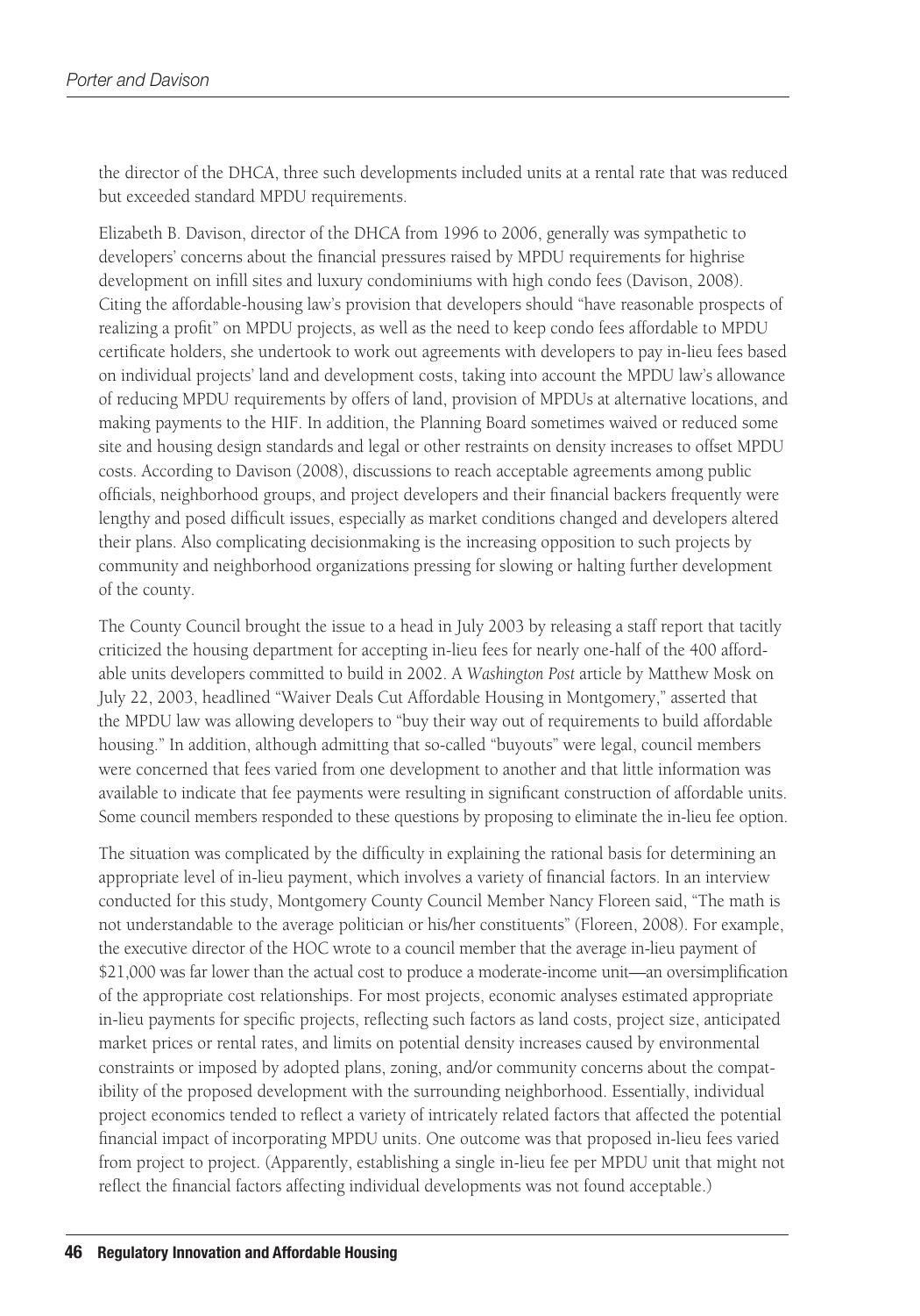the director of the DHCA, three such developments included units at a rental rate that was reduced but exceeded standard MPDU requirements.

Elizabeth B. Davison, director of the DHCA from 1996 to 2006, generally was sympathetic to developers' concerns about the financial pressures raised by MPDU requirements for highrise development on infill sites and luxury condominiums with high condo fees (Davison, 2008). Citing the affordable-housing law's provision that developers should "have reasonable prospects of realizing a profit" on MPDU projects, as well as the need to keep condo fees affordable to MPDU certificate holders, she undertook to work out agreements with developers to pay in-lieu fees based on individual projects' land and development costs, taking into account the MPDU law's allowance of reducing MPDU requirements by offers of land, provision of MPDUs at alternative locations, and making payments to the HIF. In addition, the Planning Board sometimes waived or reduced some site and housing design standards and legal or other restraints on density increases to offset MPDU costs. According to Davison (2008), discussions to reach acceptable agreements among public officials, neighborhood groups, and project developers and their financial backers frequently were lengthy and posed difficult issues, especially as market conditions changed and developers altered their plans. Also complicating decisionmaking is the increasing opposition to such projects by community and neighborhood organizations pressing for slowing or halting further development of the county.

The County Council brought the issue to a head in July 2003 by releasing a staff report that tacitly criticized the housing department for accepting in-lieu fees for nearly one-half of the 400 affordable units developers committed to build in 2002. A *Washington Post* article by Matthew Mosk on July 22, 2003, headlined "Waiver Deals Cut Affordable Housing in Montgomery," asserted that the MPDU law was allowing developers to "buy their way out of requirements to build affordable housing." In addition, although admitting that so-called "buyouts" were legal, council members were concerned that fees varied from one development to another and that little information was available to indicate that fee payments were resulting in significant construction of affordable units. Some council members responded to these questions by proposing to eliminate the in-lieu fee option.

The situation was complicated by the difficulty in explaining the rational basis for determining an appropriate level of in-lieu payment, which involves a variety of financial factors. In an interview conducted for this study, Montgomery County Council Member Nancy Floreen said, "The math is not understandable to the average politician or his/her constituents" (Floreen, 2008). For example, the executive director of the HOC wrote to a council member that the average in-lieu payment of $21,000 was far lower than the actual cost to produce a moderate-income unit—an oversimplification of the appropriate cost relationships. For most projects, economic analyses estimated appropriate in-lieu payments for specific projects, reflecting such factors as land costs, project size, anticipated market prices or rental rates, and limits on potential density increases caused by environmental constraints or imposed by adopted plans, zoning, and/or community concerns about the compatibility of the proposed development with the surrounding neighborhood. Essentially, individual project economics tended to reflect a variety of intricately related factors that affected the potential financial impact of incorporating MPDU units. One outcome was that proposed in-lieu fees varied from project to project. (Apparently, establishing a single in-lieu fee per MPDU unit that might not reflect the financial factors affecting individual developments was not found acceptable.)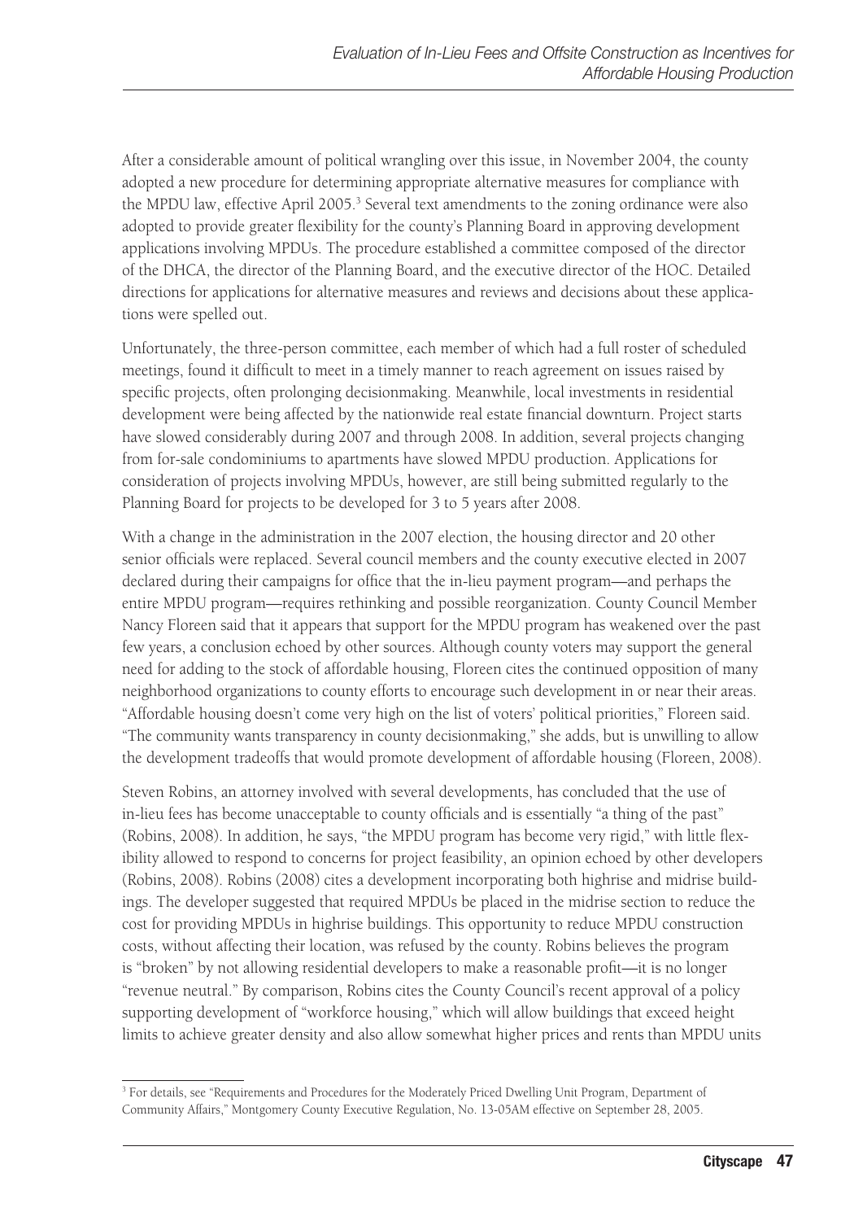After a considerable amount of political wrangling over this issue, in November 2004, the county adopted a new procedure for determining appropriate alternative measures for compliance with the MPDU law, effective April 2005.[3] Several text amendments to the zoning ordinance were also adopted to provide greater flexibility for the county's Planning Board in approving development applications involving MPDUs. The procedure established a committee composed of the director of the DHCA, the director of the Planning Board, and the executive director of the HOC. Detailed directions for applications for alternative measures and reviews and decisions about these applications were spelled out.

Unfortunately, the three-person committee, each member of which had a full roster of scheduled meetings, found it difficult to meet in a timely manner to reach agreement on issues raised by specific projects, often prolonging decisionmaking. Meanwhile, local investments in residential development were being affected by the nationwide real estate financial downturn. Project starts have slowed considerably during 2007 and through 2008. In addition, several projects changing from for-sale condominiums to apartments have slowed MPDU production. Applications for consideration of projects involving MPDUs, however, are still being submitted regularly to the Planning Board for projects to be developed for 3 to 5 years after 2008.

With a change in the administration in the 2007 election, the housing director and 20 other senior officials were replaced. Several council members and the county executive elected in 2007 declared during their campaigns for office that the in-lieu payment program—and perhaps the entire MPDU program—requires rethinking and possible reorganization. County Council Member Nancy Floreen said that it appears that support for the MPDU program has weakened over the past few years, a conclusion echoed by other sources. Although county voters may support the general need for adding to the stock of affordable housing, Floreen cites the continued opposition of many neighborhood organizations to county efforts to encourage such development in or near their areas. "Affordable housing doesn't come very high on the list of voters' political priorities," Floreen said. "The community wants transparency in county decisionmaking," she adds, but is unwilling to allow the development tradeoffs that would promote development of affordable housing (Floreen, 2008).

Steven Robins, an attorney involved with several developments, has concluded that the use of in-lieu fees has become unacceptable to county officials and is essentially "a thing of the past" (Robins, 2008). In addition, he says, "the MPDU program has become very rigid," with little flexibility allowed to respond to concerns for project feasibility, an opinion echoed by other developers (Robins, 2008). Robins (2008) cites a development incorporating both highrise and midrise buildings. The developer suggested that required MPDUs be placed in the midrise section to reduce the cost for providing MPDUs in highrise buildings. This opportunity to reduce MPDU construction costs, without affecting their location, was refused by the county. Robins believes the program is "broken" by not allowing residential developers to make a reasonable profit—it is no longer "revenue neutral." By comparison, Robins cites the County Council's recent approval of a policy supporting development of "workforce housing," which will allow buildings that exceed height limits to achieve greater density and also allow somewhat higher prices and rents than MPDU units

[3] For details, see "Requirements and Procedures for the Moderately Priced Dwelling Unit Program, Department of Community Affairs," Montgomery County Executive Regulation, No. 13-05AM effective on September 28, 2005.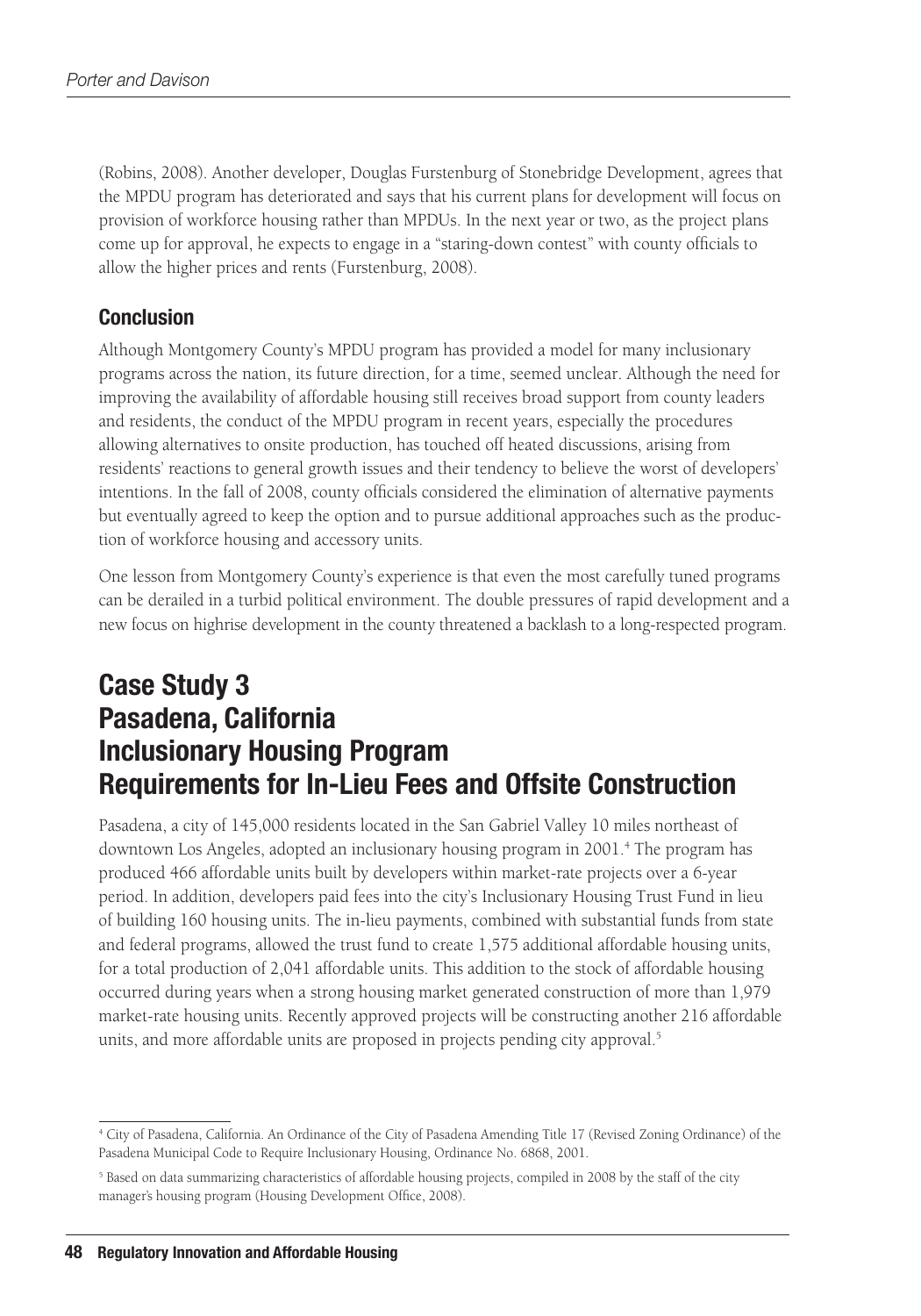(Robins, 2008). Another developer, Douglas Furstenburg of Stonebridge Development, agrees that the MPDU program has deteriorated and says that his current plans for development will focus on provision of workforce housing rather than MPDUs. In the next year or two, as the project plans come up for approval, he expects to engage in a "staring-down contest" with county officials to allow the higher prices and rents (Furstenburg, 2008).

## Conclusion

Although Montgomery County's MPDU program has provided a model for many inclusionary programs across the nation, its future direction, for a time, seemed unclear. Although the need for improving the availability of affordable housing still receives broad support from county leaders and residents, the conduct of the MPDU program in recent years, especially the procedures allowing alternatives to onsite production, has touched off heated discussions, arising from residents' reactions to general growth issues and their tendency to believe the worst of developers' intentions. In the fall of 2008, county officials considered the elimination of alternative payments but eventually agreed to keep the option and to pursue additional approaches such as the production of workforce housing and accessory units.

One lesson from Montgomery County's experience is that even the most carefully tuned programs can be derailed in a turbid political environment. The double pressures of rapid development and a new focus on highrise development in the county threatened a backlash to a long-respected program.

# Case Study 3
# Pasadena, California
# Inclusionary Housing Program
# Requirements for In-Lieu Fees and Offsite Construction

Pasadena, a city of 145,000 residents located in the San Gabriel Valley 10 miles northeast of downtown Los Angeles, adopted an inclusionary housing program in 2001.[4] The program has produced 466 affordable units built by developers within market-rate projects over a 6-year period. In addition, developers paid fees into the city's Inclusionary Housing Trust Fund in lieu of building 160 housing units. The in-lieu payments, combined with substantial funds from state and federal programs, allowed the trust fund to create 1,575 additional affordable housing units, for a total production of 2,041 affordable units. This addition to the stock of affordable housing occurred during years when a strong housing market generated construction of more than 1,979 market-rate housing units. Recently approved projects will be constructing another 216 affordable units, and more affordable units are proposed in projects pending city approval.[5]

---

[4] City of Pasadena, California. An Ordinance of the City of Pasadena Amending Title 17 (Revised Zoning Ordinance) of the Pasadena Municipal Code to Require Inclusionary Housing, Ordinance No. 6868, 2001.

[5] Based on data summarizing characteristics of affordable housing projects, compiled in 2008 by the staff of the city manager's housing program (Housing Development Office, 2008).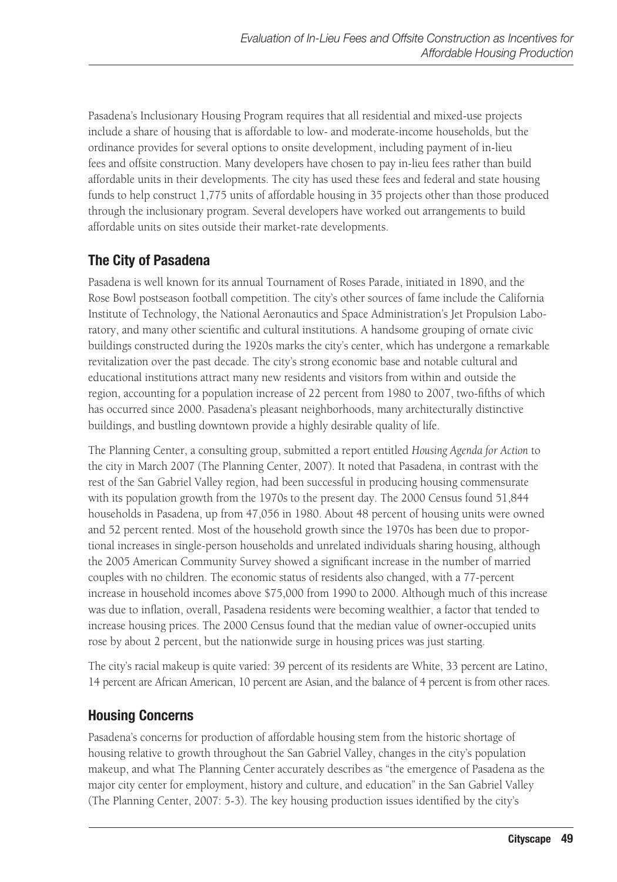Pasadena's Inclusionary Housing Program requires that all residential and mixed-use projects include a share of housing that is affordable to low- and moderate-income households, but the ordinance provides for several options to onsite development, including payment of in-lieu fees and offsite construction. Many developers have chosen to pay in-lieu fees rather than build affordable units in their developments. The city has used these fees and federal and state housing funds to help construct 1,775 units of affordable housing in 35 projects other than those produced through the inclusionary program. Several developers have worked out arrangements to build affordable units on sites outside their market-rate developments.

## The City of Pasadena

Pasadena is well known for its annual Tournament of Roses Parade, initiated in 1890, and the Rose Bowl postseason football competition. The city's other sources of fame include the California Institute of Technology, the National Aeronautics and Space Administration's Jet Propulsion Laboratory, and many other scientific and cultural institutions. A handsome grouping of ornate civic buildings constructed during the 1920s marks the city's center, which has undergone a remarkable revitalization over the past decade. The city's strong economic base and notable cultural and educational institutions attract many new residents and visitors from within and outside the region, accounting for a population increase of 22 percent from 1980 to 2007, two-fifths of which has occurred since 2000. Pasadena's pleasant neighborhoods, many architecturally distinctive buildings, and bustling downtown provide a highly desirable quality of life.

The Planning Center, a consulting group, submitted a report entitled *Housing Agenda for Action* to the city in March 2007 (The Planning Center, 2007). It noted that Pasadena, in contrast with the rest of the San Gabriel Valley region, had been successful in producing housing commensurate with its population growth from the 1970s to the present day. The 2000 Census found 51,844 households in Pasadena, up from 47,056 in 1980. About 48 percent of housing units were owned and 52 percent rented. Most of the household growth since the 1970s has been due to proportional increases in single-person households and unrelated individuals sharing housing, although the 2005 American Community Survey showed a significant increase in the number of married couples with no children. The economic status of residents also changed, with a 77-percent increase in household incomes above $75,000 from 1990 to 2000. Although much of this increase was due to inflation, overall, Pasadena residents were becoming wealthier, a factor that tended to increase housing prices. The 2000 Census found that the median value of owner-occupied units rose by about 2 percent, but the nationwide surge in housing prices was just starting.

The city's racial makeup is quite varied: 39 percent of its residents are White, 33 percent are Latino, 14 percent are African American, 10 percent are Asian, and the balance of 4 percent is from other races.

## Housing Concerns

Pasadena's concerns for production of affordable housing stem from the historic shortage of housing relative to growth throughout the San Gabriel Valley, changes in the city's population makeup, and what The Planning Center accurately describes as "the emergence of Pasadena as the major city center for employment, history and culture, and education" in the San Gabriel Valley (The Planning Center, 2007: 5-3). The key housing production issues identified by the city's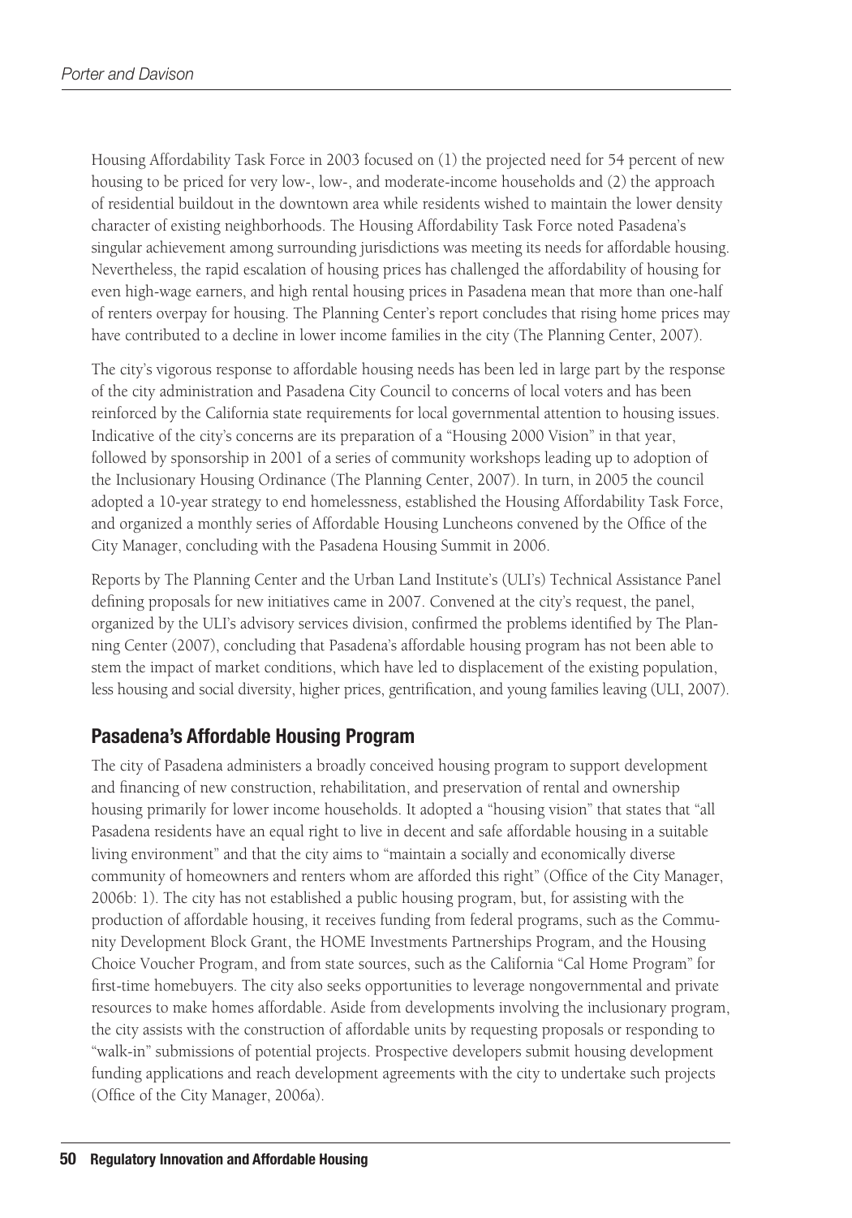Housing Affordability Task Force in 2003 focused on (1) the projected need for 54 percent of new housing to be priced for very low-, low-, and moderate-income households and (2) the approach of residential buildout in the downtown area while residents wished to maintain the lower density character of existing neighborhoods. The Housing Affordability Task Force noted Pasadena's singular achievement among surrounding jurisdictions was meeting its needs for affordable housing. Nevertheless, the rapid escalation of housing prices has challenged the affordability of housing for even high-wage earners, and high rental housing prices in Pasadena mean that more than one-half of renters overpay for housing. The Planning Center's report concludes that rising home prices may have contributed to a decline in lower income families in the city (The Planning Center, 2007).

The city's vigorous response to affordable housing needs has been led in large part by the response of the city administration and Pasadena City Council to concerns of local voters and has been reinforced by the California state requirements for local governmental attention to housing issues. Indicative of the city's concerns are its preparation of a "Housing 2000 Vision" in that year, followed by sponsorship in 2001 of a series of community workshops leading up to adoption of the Inclusionary Housing Ordinance (The Planning Center, 2007). In turn, in 2005 the council adopted a 10-year strategy to end homelessness, established the Housing Affordability Task Force, and organized a monthly series of Affordable Housing Luncheons convened by the Office of the City Manager, concluding with the Pasadena Housing Summit in 2006.

Reports by The Planning Center and the Urban Land Institute's (ULI's) Technical Assistance Panel defining proposals for new initiatives came in 2007. Convened at the city's request, the panel, organized by the ULI's advisory services division, confirmed the problems identified by The Planning Center (2007), concluding that Pasadena's affordable housing program has not been able to stem the impact of market conditions, which have led to displacement of the existing population, less housing and social diversity, higher prices, gentrification, and young families leaving (ULI, 2007).

## Pasadena's Affordable Housing Program

The city of Pasadena administers a broadly conceived housing program to support development and financing of new construction, rehabilitation, and preservation of rental and ownership housing primarily for lower income households. It adopted a "housing vision" that states that "all Pasadena residents have an equal right to live in decent and safe affordable housing in a suitable living environment" and that the city aims to "maintain a socially and economically diverse community of homeowners and renters whom are afforded this right" (Office of the City Manager, 2006b: 1). The city has not established a public housing program, but, for assisting with the production of affordable housing, it receives funding from federal programs, such as the Community Development Block Grant, the HOME Investments Partnerships Program, and the Housing Choice Voucher Program, and from state sources, such as the California "Cal Home Program" for first-time homebuyers. The city also seeks opportunities to leverage nongovernmental and private resources to make homes affordable. Aside from developments involving the inclusionary program, the city assists with the construction of affordable units by requesting proposals or responding to "walk-in" submissions of potential projects. Prospective developers submit housing development funding applications and reach development agreements with the city to undertake such projects (Office of the City Manager, 2006a).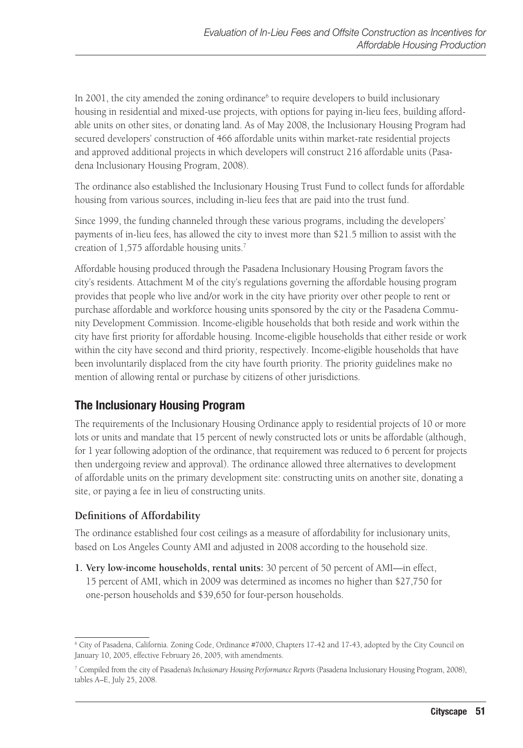In 2001, the city amended the zoning ordinance[6] to require developers to build inclusionary housing in residential and mixed-use projects, with options for paying in-lieu fees, building affordable units on other sites, or donating land. As of May 2008, the Inclusionary Housing Program had secured developers' construction of 466 affordable units within market-rate residential projects and approved additional projects in which developers will construct 216 affordable units (Pasadena Inclusionary Housing Program, 2008).

The ordinance also established the Inclusionary Housing Trust Fund to collect funds for affordable housing from various sources, including in-lieu fees that are paid into the trust fund.

Since 1999, the funding channeled through these various programs, including the developers' payments of in-lieu fees, has allowed the city to invest more than $21.5 million to assist with the creation of 1,575 affordable housing units.[7]

Affordable housing produced through the Pasadena Inclusionary Housing Program favors the city's residents. Attachment M of the city's regulations governing the affordable housing program provides that people who live and/or work in the city have priority over other people to rent or purchase affordable and workforce housing units sponsored by the city or the Pasadena Community Development Commission. Income-eligible households that both reside and work within the city have first priority for affordable housing. Income-eligible households that either reside or work within the city have second and third priority, respectively. Income-eligible households that have been involuntarily displaced from the city have fourth priority. The priority guidelines make no mention of allowing rental or purchase by citizens of other jurisdictions.

## The Inclusionary Housing Program

The requirements of the Inclusionary Housing Ordinance apply to residential projects of 10 or more lots or units and mandate that 15 percent of newly constructed lots or units be affordable (although, for 1 year following adoption of the ordinance, that requirement was reduced to 6 percent for projects then undergoing review and approval). The ordinance allowed three alternatives to development of affordable units on the primary development site: constructing units on another site, donating a site, or paying a fee in lieu of constructing units.

### Definitions of Affordability

The ordinance established four cost ceilings as a measure of affordability for inclusionary units, based on Los Angeles County AMI and adjusted in 2008 according to the household size.

1. **Very low-income households, rental units:** 30 percent of 50 percent of AMI—in effect, 15 percent of AMI, which in 2009 was determined as incomes no higher than $27,750 for one-person households and $39,650 for four-person households.

---

[6] City of Pasadena, California. Zoning Code, Ordinance #7000, Chapters 17-42 and 17-43, adopted by the City Council on January 10, 2005, effective February 26, 2005, with amendments.

[7] Compiled from the city of Pasadena's *Inclusionary Housing Performance Reports* (Pasadena Inclusionary Housing Program, 2008), tables A–E, July 25, 2008.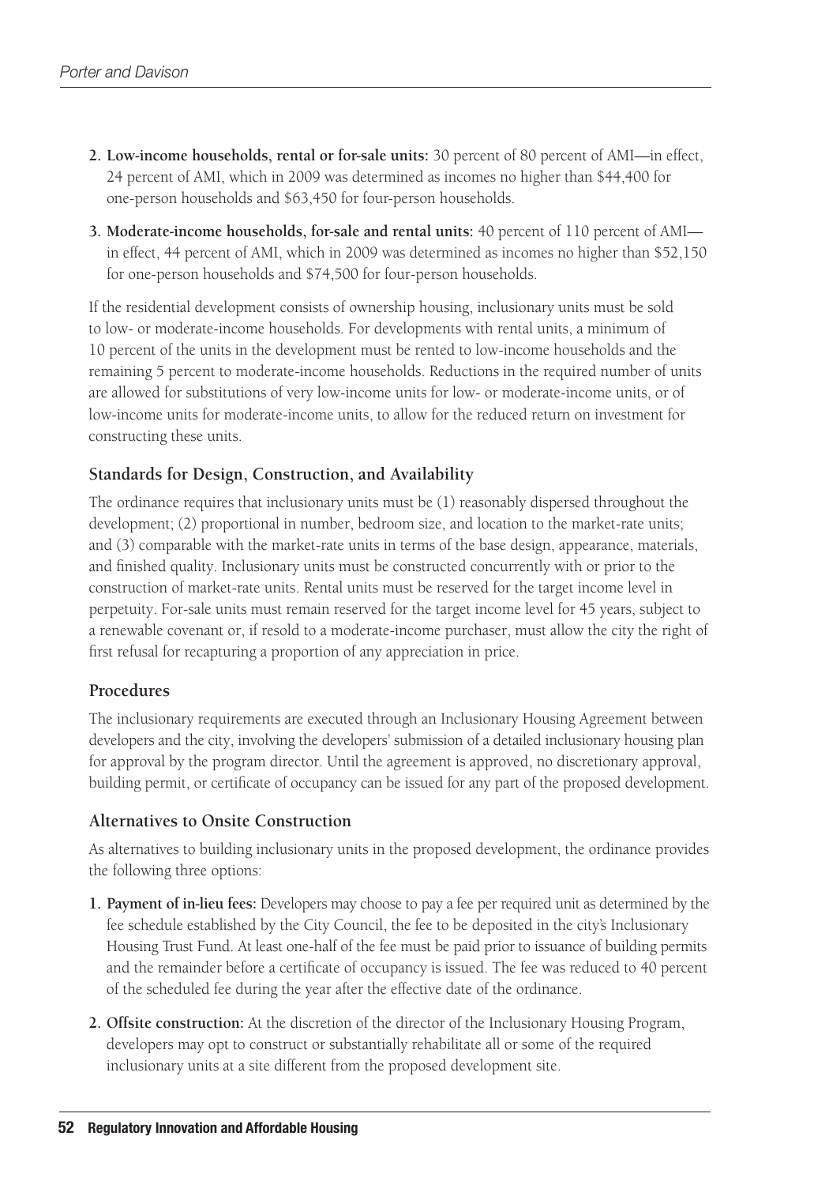2. **Low-income households, rental or for-sale units:** 30 percent of 80 percent of AMI—in effect, 24 percent of AMI, which in 2009 was determined as incomes no higher than $44,400 for one-person households and $63,450 for four-person households.

3. **Moderate-income households, for-sale and rental units:** 40 percent of 110 percent of AMI—in effect, 44 percent of AMI, which in 2009 was determined as incomes no higher than $52,150 for one-person households and $74,500 for four-person households.

If the residential development consists of ownership housing, inclusionary units must be sold to low- or moderate-income households. For developments with rental units, a minimum of 10 percent of the units in the development must be rented to low-income households and the remaining 5 percent to moderate-income households. Reductions in the required number of units are allowed for substitutions of very low-income units for low- or moderate-income units, or of low-income units for moderate-income units, to allow for the reduced return on investment for constructing these units.

### Standards for Design, Construction, and Availability

The ordinance requires that inclusionary units must be (1) reasonably dispersed throughout the development; (2) proportional in number, bedroom size, and location to the market-rate units; and (3) comparable with the market-rate units in terms of the base design, appearance, materials, and finished quality. Inclusionary units must be constructed concurrently with or prior to the construction of market-rate units. Rental units must be reserved for the target income level in perpetuity. For-sale units must remain reserved for the target income level for 45 years, subject to a renewable covenant or, if resold to a moderate-income purchaser, must allow the city the right of first refusal for recapturing a proportion of any appreciation in price.

### Procedures

The inclusionary requirements are executed through an Inclusionary Housing Agreement between developers and the city, involving the developers' submission of a detailed inclusionary housing plan for approval by the program director. Until the agreement is approved, no discretionary approval, building permit, or certificate of occupancy can be issued for any part of the proposed development.

### Alternatives to Onsite Construction

As alternatives to building inclusionary units in the proposed development, the ordinance provides the following three options:

1. **Payment of in-lieu fees:** Developers may choose to pay a fee per required unit as determined by the fee schedule established by the City Council, the fee to be deposited in the city's Inclusionary Housing Trust Fund. At least one-half of the fee must be paid prior to issuance of building permits and the remainder before a certificate of occupancy is issued. The fee was reduced to 40 percent of the scheduled fee during the year after the effective date of the ordinance.

2. **Offsite construction:** At the discretion of the director of the Inclusionary Housing Program, developers may opt to construct or substantially rehabilitate all or some of the required inclusionary units at a site different from the proposed development site.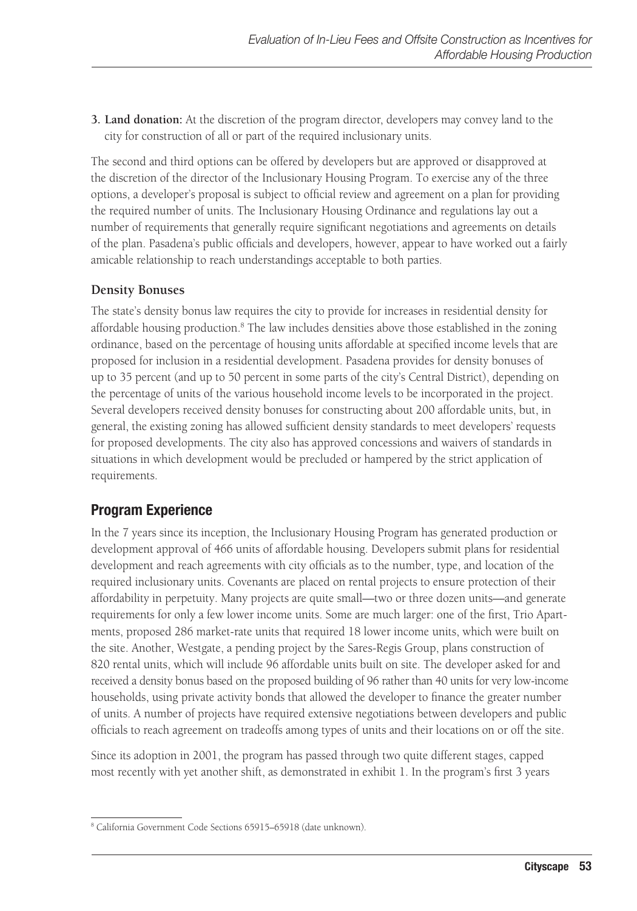3. **Land donation:** At the discretion of the program director, developers may convey land to the city for construction of all or part of the required inclusionary units.

The second and third options can be offered by developers but are approved or disapproved at the discretion of the director of the Inclusionary Housing Program. To exercise any of the three options, a developer's proposal is subject to official review and agreement on a plan for providing the required number of units. The Inclusionary Housing Ordinance and regulations lay out a number of requirements that generally require significant negotiations and agreements on details of the plan. Pasadena's public officials and developers, however, appear to have worked out a fairly amicable relationship to reach understandings acceptable to both parties.

### Density Bonuses

The state's density bonus law requires the city to provide for increases in residential density for affordable housing production.[8] The law includes densities above those established in the zoning ordinance, based on the percentage of housing units affordable at specified income levels that are proposed for inclusion in a residential development. Pasadena provides for density bonuses of up to 35 percent (and up to 50 percent in some parts of the city's Central District), depending on the percentage of units of the various household income levels to be incorporated in the project. Several developers received density bonuses for constructing about 200 affordable units, but, in general, the existing zoning has allowed sufficient density standards to meet developers' requests for proposed developments. The city also has approved concessions and waivers of standards in situations in which development would be precluded or hampered by the strict application of requirements.

## Program Experience

In the 7 years since its inception, the Inclusionary Housing Program has generated production or development approval of 466 units of affordable housing. Developers submit plans for residential development and reach agreements with city officials as to the number, type, and location of the required inclusionary units. Covenants are placed on rental projects to ensure protection of their affordability in perpetuity. Many projects are quite small—two or three dozen units—and generate requirements for only a few lower income units. Some are much larger: one of the first, Trio Apartments, proposed 286 market-rate units that required 18 lower income units, which were built on the site. Another, Westgate, a pending project by the Sares-Regis Group, plans construction of 820 rental units, which will include 96 affordable units built on site. The developer asked for and received a density bonus based on the proposed building of 96 rather than 40 units for very low-income households, using private activity bonds that allowed the developer to finance the greater number of units. A number of projects have required extensive negotiations between developers and public officials to reach agreement on tradeoffs among types of units and their locations on or off the site.

Since its adoption in 2001, the program has passed through two quite different stages, capped most recently with yet another shift, as demonstrated in exhibit 1. In the program's first 3 years

[8] California Government Code Sections 65915–65918 (date unknown).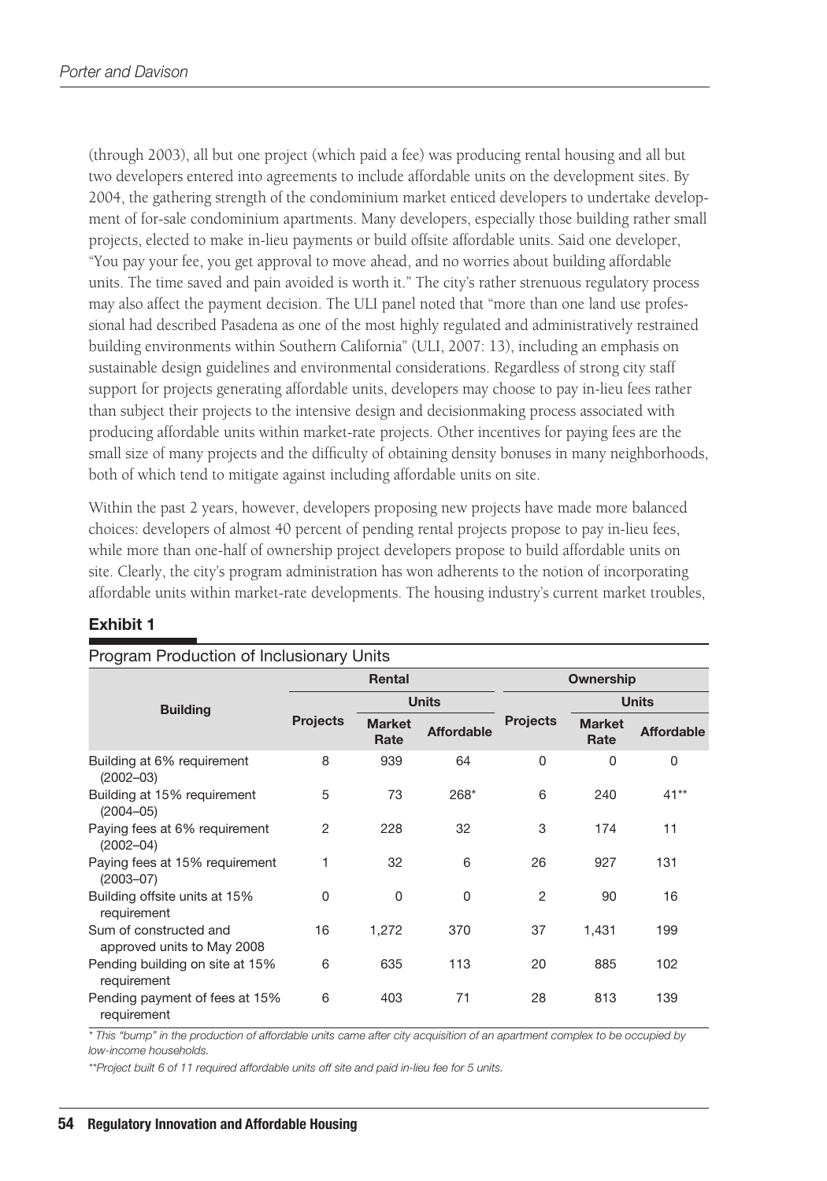(through 2003), all but one project (which paid a fee) was producing rental housing and all but two developers entered into agreements to include affordable units on the development sites. By 2004, the gathering strength of the condominium market enticed developers to undertake development of for-sale condominium apartments. Many developers, especially those building rather small projects, elected to make in-lieu payments or build offsite affordable units. Said one developer, "You pay your fee, you get approval to move ahead, and no worries about building affordable units. The time saved and pain avoided is worth it." The city's rather strenuous regulatory process may also affect the payment decision. The ULI panel noted that "more than one land use professional had described Pasadena as one of the most highly regulated and administratively restrained building environments within Southern California" (ULI, 2007: 13), including an emphasis on sustainable design guidelines and environmental considerations. Regardless of strong city staff support for projects generating affordable units, developers may choose to pay in-lieu fees rather than subject their projects to the intensive design and decisionmaking process associated with producing affordable units within market-rate projects. Other incentives for paying fees are the small size of many projects and the difficulty of obtaining density bonuses in many neighborhoods, both of which tend to mitigate against including affordable units on site.

Within the past 2 years, however, developers proposing new projects have made more balanced choices: developers of almost 40 percent of pending rental projects propose to pay in-lieu fees, while more than one-half of ownership project developers propose to build affordable units on site. Clearly, the city's program administration has won adherents to the notion of incorporating affordable units within market-rate developments. The housing industry's current market troubles,

**Exhibit 1**

Program Production of Inclusionary Units

| Building | Rental | | | Ownership | | |
|---|---|---|---|---|---|---|
| | Projects | Units | | Projects | Units | |
| | | Market Rate | Affordable | | Market Rate | Affordable |
| Building at 6% requirement (2002–03) | 8 | 939 | 64 | 0 | 0 | 0 |
| Building at 15% requirement (2004–05) | 5 | 73 | 268* | 6 | 240 | 41** |
| Paying fees at 6% requirement (2002–04) | 2 | 228 | 32 | 3 | 174 | 11 |
| Paying fees at 15% requirement (2003–07) | 1 | 32 | 6 | 26 | 927 | 131 |
| Building offsite units at 15% requirement | 0 | 0 | 0 | 2 | 90 | 16 |
| Sum of constructed and approved units to May 2008 | 16 | 1,272 | 370 | 37 | 1,431 | 199 |
| Pending building on site at 15% requirement | 6 | 635 | 113 | 20 | 885 | 102 |
| Pending payment of fees at 15% requirement | 6 | 403 | 71 | 28 | 813 | 139 |

*\* This "bump" in the production of affordable units came after city acquisition of an apartment complex to be occupied by low-income households.*

*\*\*Project built 6 of 11 required affordable units off site and paid in-lieu fee for 5 units.*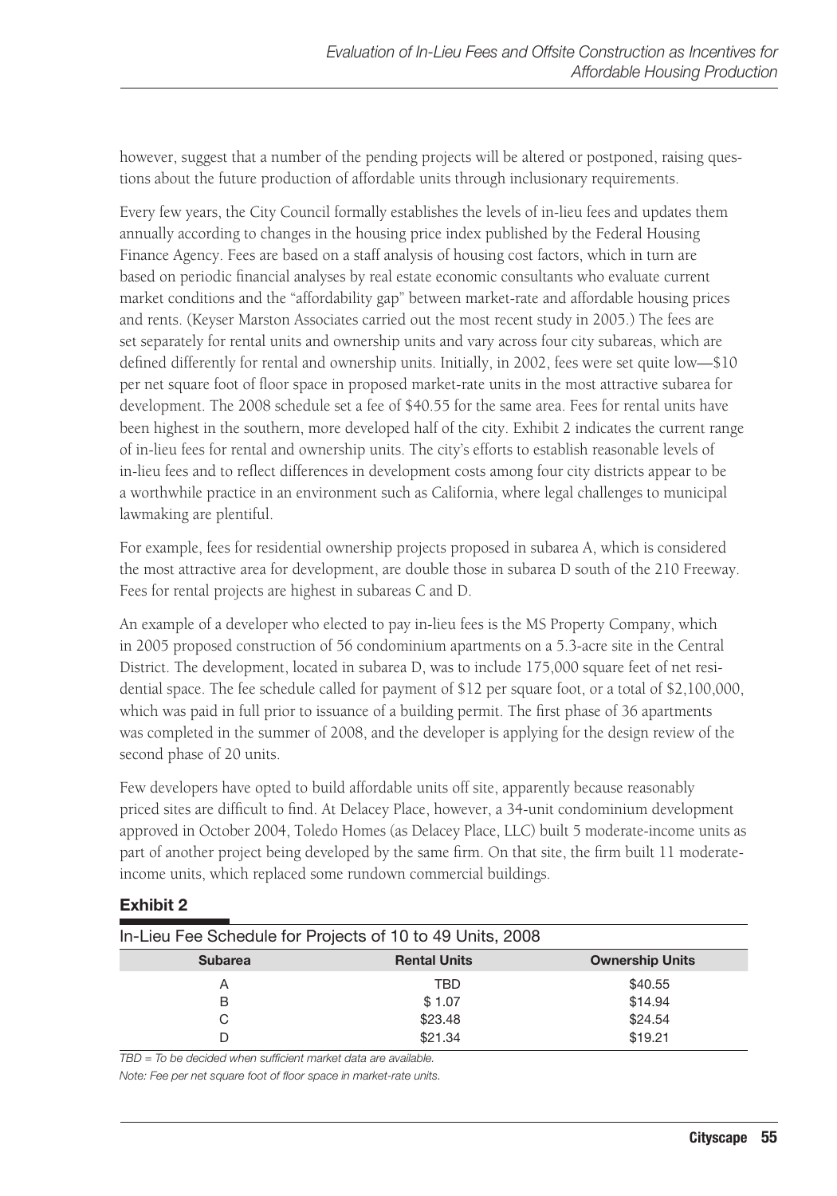however, suggest that a number of the pending projects will be altered or postponed, raising questions about the future production of affordable units through inclusionary requirements.

Every few years, the City Council formally establishes the levels of in-lieu fees and updates them annually according to changes in the housing price index published by the Federal Housing Finance Agency. Fees are based on a staff analysis of housing cost factors, which in turn are based on periodic financial analyses by real estate economic consultants who evaluate current market conditions and the "affordability gap" between market-rate and affordable housing prices and rents. (Keyser Marston Associates carried out the most recent study in 2005.) The fees are set separately for rental units and ownership units and vary across four city subareas, which are defined differently for rental and ownership units. Initially, in 2002, fees were set quite low—$10 per net square foot of floor space in proposed market-rate units in the most attractive subarea for development. The 2008 schedule set a fee of $40.55 for the same area. Fees for rental units have been highest in the southern, more developed half of the city. Exhibit 2 indicates the current range of in-lieu fees for rental and ownership units. The city's efforts to establish reasonable levels of in-lieu fees and to reflect differences in development costs among four city districts appear to be a worthwhile practice in an environment such as California, where legal challenges to municipal lawmaking are plentiful.

For example, fees for residential ownership projects proposed in subarea A, which is considered the most attractive area for development, are double those in subarea D south of the 210 Freeway. Fees for rental projects are highest in subareas C and D.

An example of a developer who elected to pay in-lieu fees is the MS Property Company, which in 2005 proposed construction of 56 condominium apartments on a 5.3-acre site in the Central District. The development, located in subarea D, was to include 175,000 square feet of net residential space. The fee schedule called for payment of $12 per square foot, or a total of $2,100,000, which was paid in full prior to issuance of a building permit. The first phase of 36 apartments was completed in the summer of 2008, and the developer is applying for the design review of the second phase of 20 units.

Few developers have opted to build affordable units off site, apparently because reasonably priced sites are difficult to find. At Delacey Place, however, a 34-unit condominium development approved in October 2004, Toledo Homes (as Delacey Place, LLC) built 5 moderate-income units as part of another project being developed by the same firm. On that site, the firm built 11 moderate-income units, which replaced some rundown commercial buildings.

**Exhibit 2**

In-Lieu Fee Schedule for Projects of 10 to 49 Units, 2008

| Subarea | Rental Units | Ownership Units |
|---|---|---|
| A | TBD | $40.55 |
| B | $ 1.07 | $14.94 |
| C | $23.48 | $24.54 |
| D | $21.34 | $19.21 |

*TBD = To be decided when sufficient market data are available.*

*Note: Fee per net square foot of floor space in market-rate units.*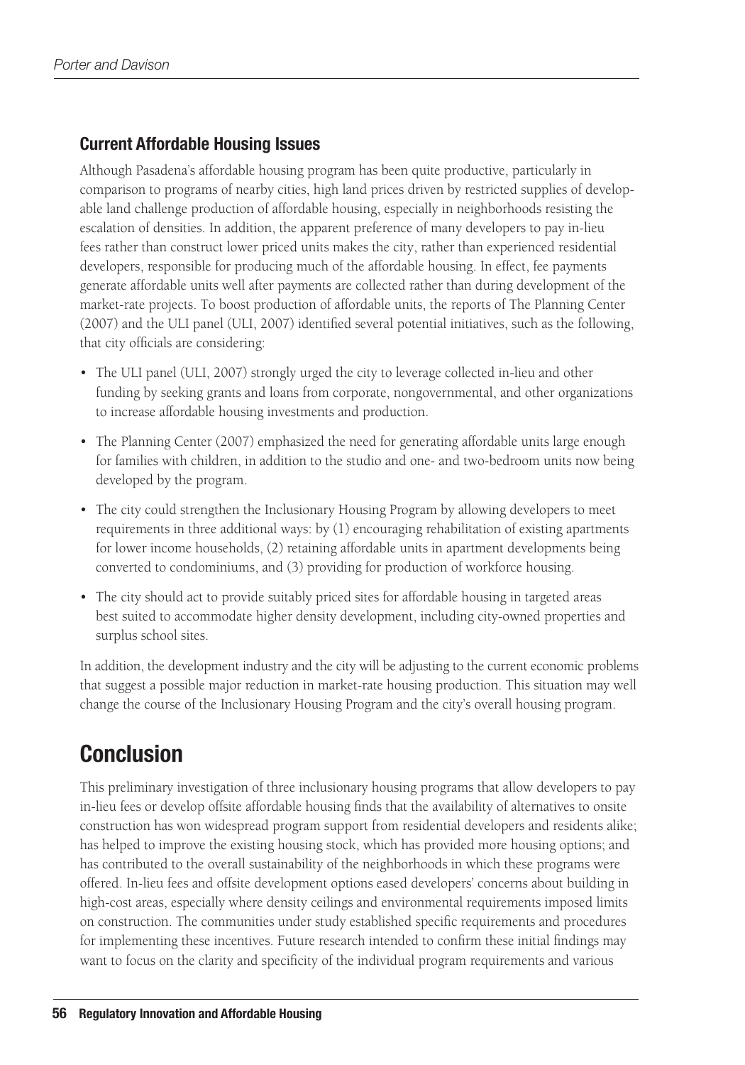### Current Affordable Housing Issues

Although Pasadena's affordable housing program has been quite productive, particularly in comparison to programs of nearby cities, high land prices driven by restricted supplies of developable land challenge production of affordable housing, especially in neighborhoods resisting the escalation of densities. In addition, the apparent preference of many developers to pay in-lieu fees rather than construct lower priced units makes the city, rather than experienced residential developers, responsible for producing much of the affordable housing. In effect, fee payments generate affordable units well after payments are collected rather than during development of the market-rate projects. To boost production of affordable units, the reports of The Planning Center (2007) and the ULI panel (ULI, 2007) identified several potential initiatives, such as the following, that city officials are considering:

- The ULI panel (ULI, 2007) strongly urged the city to leverage collected in-lieu and other funding by seeking grants and loans from corporate, nongovernmental, and other organizations to increase affordable housing investments and production.
- The Planning Center (2007) emphasized the need for generating affordable units large enough for families with children, in addition to the studio and one- and two-bedroom units now being developed by the program.
- The city could strengthen the Inclusionary Housing Program by allowing developers to meet requirements in three additional ways: by (1) encouraging rehabilitation of existing apartments for lower income households, (2) retaining affordable units in apartment developments being converted to condominiums, and (3) providing for production of workforce housing.
- The city should act to provide suitably priced sites for affordable housing in targeted areas best suited to accommodate higher density development, including city-owned properties and surplus school sites.

In addition, the development industry and the city will be adjusting to the current economic problems that suggest a possible major reduction in market-rate housing production. This situation may well change the course of the Inclusionary Housing Program and the city's overall housing program.

## Conclusion

This preliminary investigation of three inclusionary housing programs that allow developers to pay in-lieu fees or develop offsite affordable housing finds that the availability of alternatives to onsite construction has won widespread program support from residential developers and residents alike; has helped to improve the existing housing stock, which has provided more housing options; and has contributed to the overall sustainability of the neighborhoods in which these programs were offered. In-lieu fees and offsite development options eased developers' concerns about building in high-cost areas, especially where density ceilings and environmental requirements imposed limits on construction. The communities under study established specific requirements and procedures for implementing these incentives. Future research intended to confirm these initial findings may want to focus on the clarity and specificity of the individual program requirements and various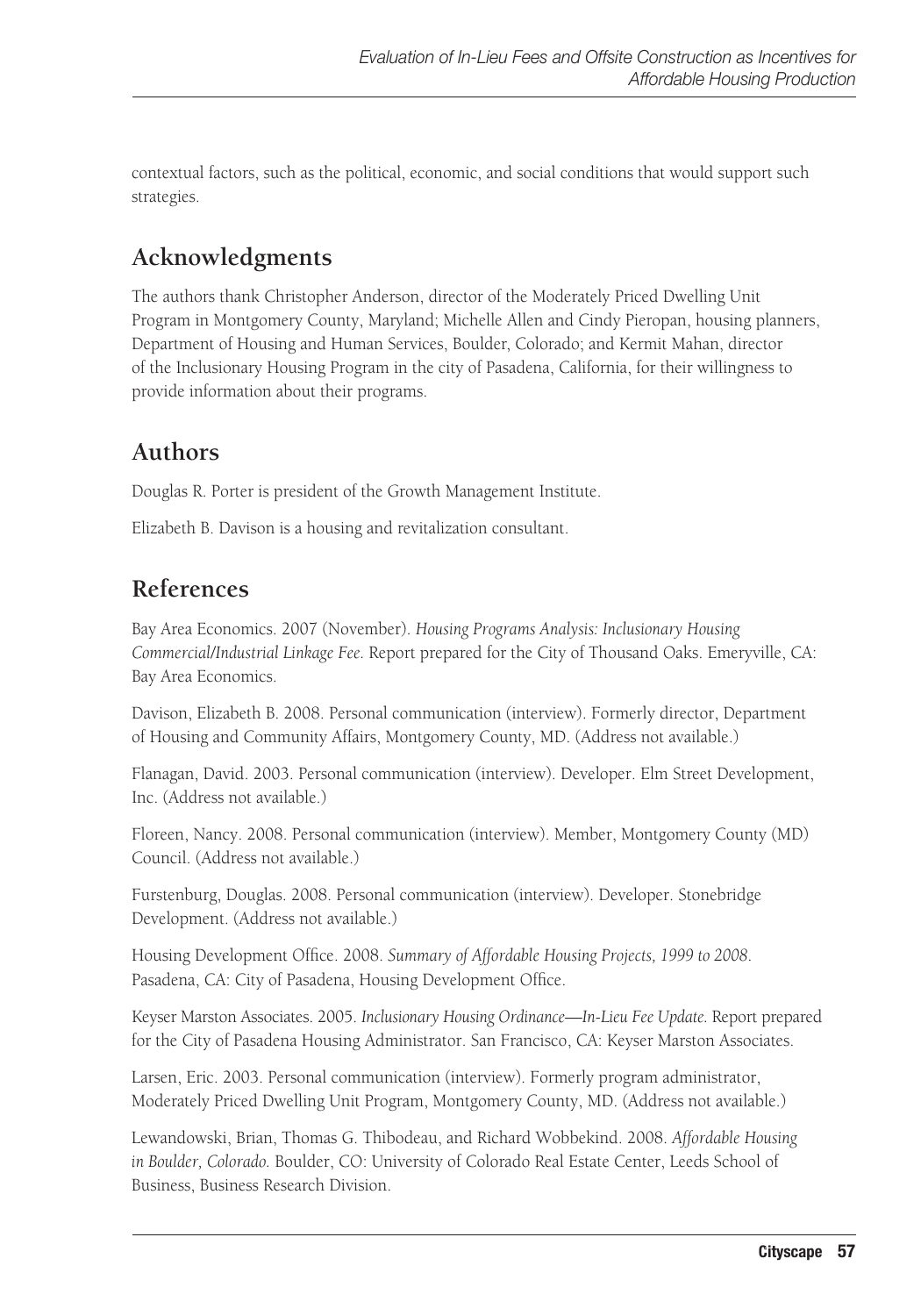contextual factors, such as the political, economic, and social conditions that would support such strategies.

## Acknowledgments

The authors thank Christopher Anderson, director of the Moderately Priced Dwelling Unit Program in Montgomery County, Maryland; Michelle Allen and Cindy Pieropan, housing planners, Department of Housing and Human Services, Boulder, Colorado; and Kermit Mahan, director of the Inclusionary Housing Program in the city of Pasadena, California, for their willingness to provide information about their programs.

## Authors

Douglas R. Porter is president of the Growth Management Institute.

Elizabeth B. Davison is a housing and revitalization consultant.

## References

Bay Area Economics. 2007 (November). *Housing Programs Analysis: Inclusionary Housing Commercial/Industrial Linkage Fee.* Report prepared for the City of Thousand Oaks. Emeryville, CA: Bay Area Economics.

Davison, Elizabeth B. 2008. Personal communication (interview). Formerly director, Department of Housing and Community Affairs, Montgomery County, MD. (Address not available.)

Flanagan, David. 2003. Personal communication (interview). Developer. Elm Street Development, Inc. (Address not available.)

Floreen, Nancy. 2008. Personal communication (interview). Member, Montgomery County (MD) Council. (Address not available.)

Furstenburg, Douglas. 2008. Personal communication (interview). Developer. Stonebridge Development. (Address not available.)

Housing Development Office. 2008. *Summary of Affordable Housing Projects, 1999 to 2008*. Pasadena, CA: City of Pasadena, Housing Development Office.

Keyser Marston Associates. 2005. *Inclusionary Housing Ordinance—In-Lieu Fee Update.* Report prepared for the City of Pasadena Housing Administrator. San Francisco, CA: Keyser Marston Associates.

Larsen, Eric. 2003. Personal communication (interview). Formerly program administrator, Moderately Priced Dwelling Unit Program, Montgomery County, MD. (Address not available.)

Lewandowski, Brian, Thomas G. Thibodeau, and Richard Wobbekind. 2008. *Affordable Housing in Boulder, Colorado.* Boulder, CO: University of Colorado Real Estate Center, Leeds School of Business, Business Research Division.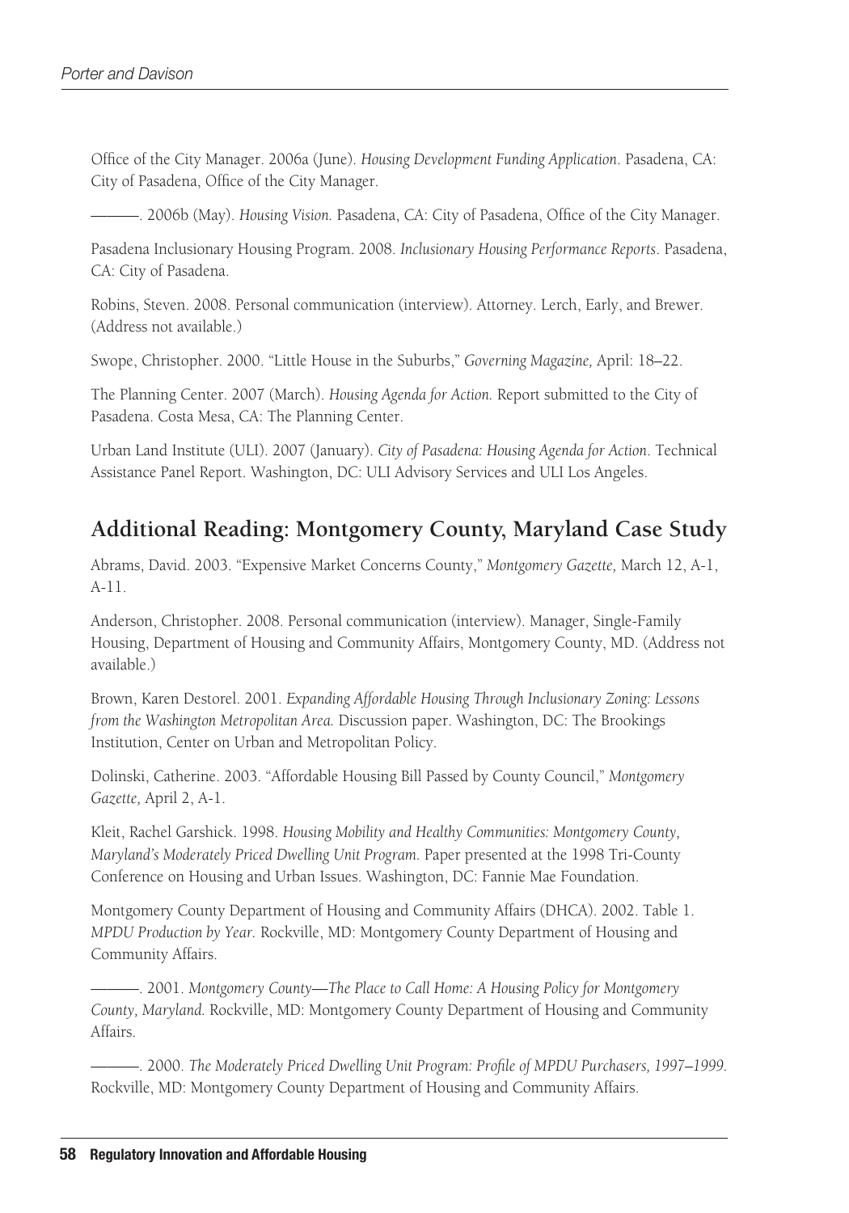Office of the City Manager. 2006a (June). *Housing Development Funding Application*. Pasadena, CA: City of Pasadena, Office of the City Manager.

———. 2006b (May). *Housing Vision.* Pasadena, CA: City of Pasadena, Office of the City Manager.

Pasadena Inclusionary Housing Program. 2008. *Inclusionary Housing Performance Reports*. Pasadena, CA: City of Pasadena.

Robins, Steven. 2008. Personal communication (interview). Attorney. Lerch, Early, and Brewer. (Address not available.)

Swope, Christopher. 2000. "Little House in the Suburbs," *Governing Magazine,* April: 18–22.

The Planning Center. 2007 (March). *Housing Agenda for Action.* Report submitted to the City of Pasadena. Costa Mesa, CA: The Planning Center.

Urban Land Institute (ULI). 2007 (January). *City of Pasadena: Housing Agenda for Action*. Technical Assistance Panel Report. Washington, DC: ULI Advisory Services and ULI Los Angeles.

## Additional Reading: Montgomery County, Maryland Case Study

Abrams, David. 2003. "Expensive Market Concerns County," *Montgomery Gazette,* March 12, A-1, A-11.

Anderson, Christopher. 2008. Personal communication (interview). Manager, Single-Family Housing, Department of Housing and Community Affairs, Montgomery County, MD. (Address not available.)

Brown, Karen Destorel. 2001. *Expanding Affordable Housing Through Inclusionary Zoning: Lessons from the Washington Metropolitan Area.* Discussion paper. Washington, DC: The Brookings Institution, Center on Urban and Metropolitan Policy.

Dolinski, Catherine. 2003. "Affordable Housing Bill Passed by County Council," *Montgomery Gazette,* April 2, A-1.

Kleit, Rachel Garshick. 1998. *Housing Mobility and Healthy Communities: Montgomery County, Maryland's Moderately Priced Dwelling Unit Program.* Paper presented at the 1998 Tri-County Conference on Housing and Urban Issues. Washington, DC: Fannie Mae Foundation.

Montgomery County Department of Housing and Community Affairs (DHCA). 2002. Table 1. *MPDU Production by Year.* Rockville, MD: Montgomery County Department of Housing and Community Affairs.

———. 2001. *Montgomery County—The Place to Call Home: A Housing Policy for Montgomery County, Maryland.* Rockville, MD: Montgomery County Department of Housing and Community Affairs.

———. 2000. *The Moderately Priced Dwelling Unit Program: Profile of MPDU Purchasers, 1997–1999.* Rockville, MD: Montgomery County Department of Housing and Community Affairs.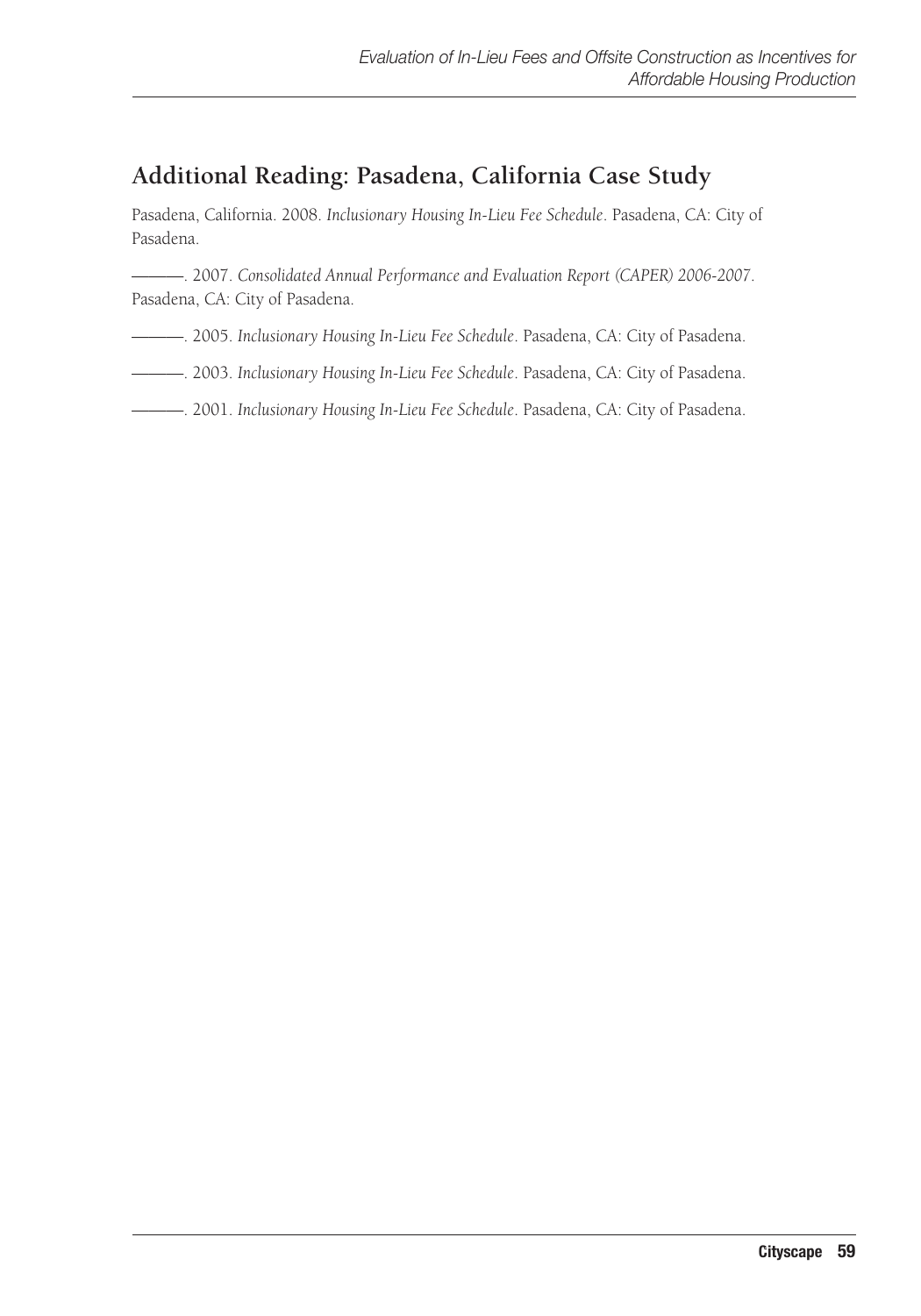## Additional Reading: Pasadena, California Case Study

Pasadena, California. 2008. *Inclusionary Housing In-Lieu Fee Schedule*. Pasadena, CA: City of Pasadena.

———. 2007. *Consolidated Annual Performance and Evaluation Report (CAPER) 2006-2007*. Pasadena, CA: City of Pasadena.

———. 2005. *Inclusionary Housing In-Lieu Fee Schedule*. Pasadena, CA: City of Pasadena.

———. 2003. *Inclusionary Housing In-Lieu Fee Schedule*. Pasadena, CA: City of Pasadena.

———. 2001. *Inclusionary Housing In-Lieu Fee Schedule*. Pasadena, CA: City of Pasadena.